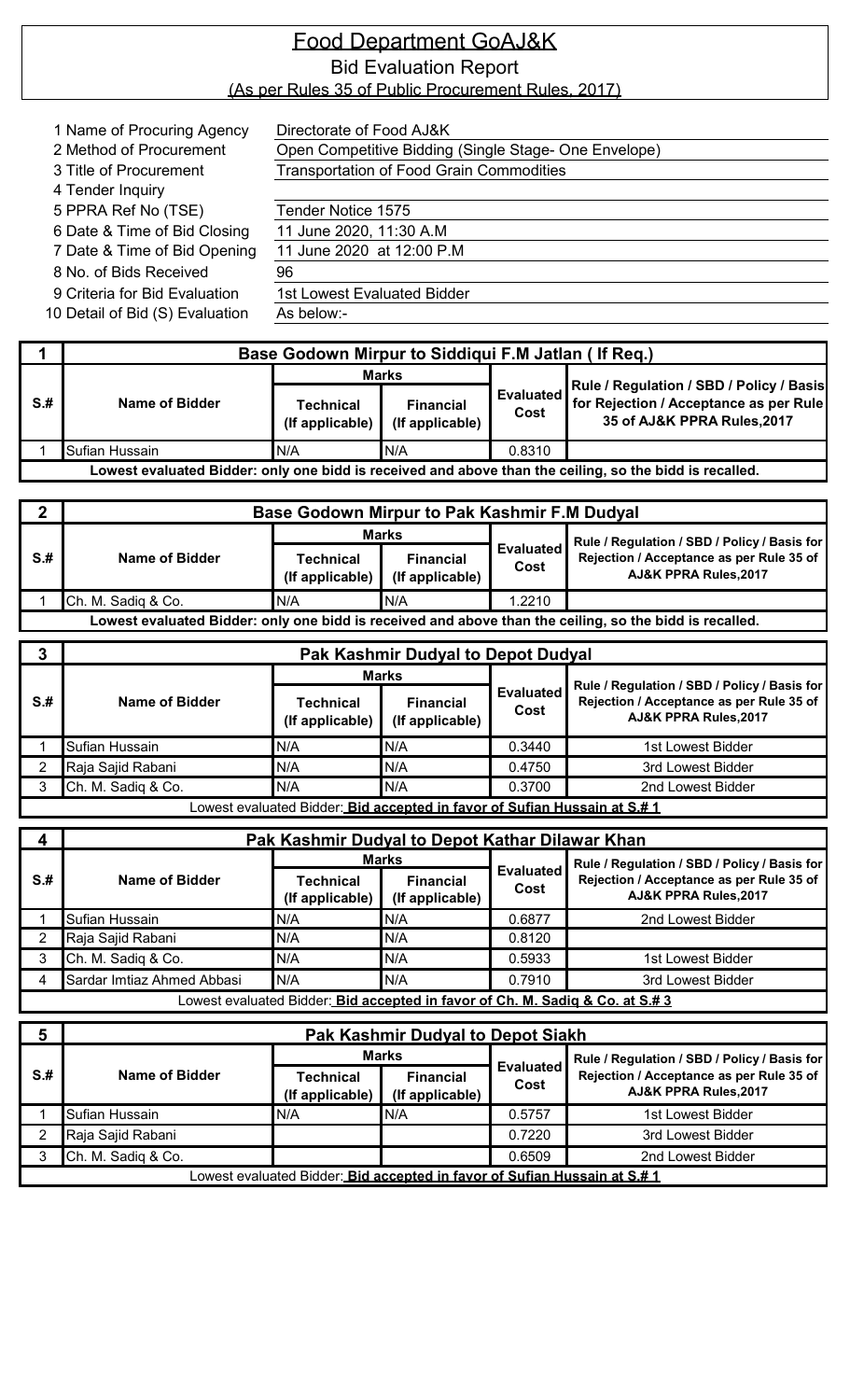# Food Department GoAJ&K

## Bid Evaluation Report

(As per Rules 35 of Public Procurement Rules, 2017)

| | | |
|---|---|---|
| 1 | Name of Procuring Agency | Directorate of Food AJ&K |
| 2 | Method of Procurement | Open Competitive Bidding (Single Stage- One Envelope) |
| 3 | Title of Procurement | Transportation of Food Grain Commodities |
| 4 | Tender Inquiry | |
| 5 | PPRA Ref No (TSE) | Tender Notice 1575 |
| 6 | Date & Time of Bid Closing | 11 June 2020, 11:30 A.M |
| 7 | Date & Time of Bid Opening | 11 June 2020 at 12:00 P.M |
| 8 | No. of Bids Received | 96 |
| 9 | Criteria for Bid Evaluation | 1st Lowest Evaluated Bidder |
| 10 | Detail of Bid (S) Evaluation | As below:- |

| 1 | Base Godown Mirpur to Siddiqui F.M Jatlan ( If Req.) | | | | |
|---|---|---|---|---|---|
| S.# | Name of Bidder | Marks | | Evaluated Cost | Rule / Regulation / SBD / Policy / Basis for Rejection / Acceptance as per Rule 35 of AJ&K PPRA Rules,2017 |
| | | Technical (If applicable) | Financial (If applicable) | | |
| 1 | Sufian Hussain | N/A | N/A | 0.8310 | |
| Lowest evaluated Bidder: only one bid is received and above than the ceiling, so the bid is recalled. | | | | | |

| 2 | Base Godown Mirpur to Pak Kashmir F.M Dudyal | | | | |
|---|---|---|---|---|---|
| S.# | Name of Bidder | Marks | | Evaluated Cost | Rule / Regulation / SBD / Policy / Basis for Rejection / Acceptance as per Rule 35 of AJ&K PPRA Rules,2017 |
| | | Technical (If applicable) | Financial (If applicable) | | |
| 1 | Ch. M. Sadiq & Co. | N/A | N/A | 1.2210 | |
| Lowest evaluated Bidder: only one bid is received and above than the ceiling, so the bid is recalled. | | | | | |

| 3 | Pak Kashmir Dudyal to Depot Dudyal | | | | |
|---|---|---|---|---|---|
| S.# | Name of Bidder | Marks | | Evaluated Cost | Rule / Regulation / SBD / Policy / Basis for Rejection / Acceptance as per Rule 35 of AJ&K PPRA Rules,2017 |
| | | Technical (If applicable) | Financial (If applicable) | | |
| 1 | Sufian Hussain | N/A | N/A | 0.3440 | 1st Lowest Bidder |
| 2 | Raja Sajid Rabani | N/A | N/A | 0.4750 | 3rd Lowest Bidder |
| 3 | Ch. M. Sadiq & Co. | N/A | N/A | 0.3700 | 2nd Lowest Bidder |
| Lowest evaluated Bidder: **Bid accepted in favor of Sufian Hussain at S.# 1** | | | | | |

| 4 | Pak Kashmir Dudyal to Depot Kathar Dilawar Khan | | | | |
|---|---|---|---|---|---|
| S.# | Name of Bidder | Marks | | Evaluated Cost | Rule / Regulation / SBD / Policy / Basis for Rejection / Acceptance as per Rule 35 of AJ&K PPRA Rules,2017 |
| | | Technical (If applicable) | Financial (If applicable) | | |
| 1 | Sufian Hussain | N/A | N/A | 0.6877 | 2nd Lowest Bidder |
| 2 | Raja Sajid Rabani | N/A | N/A | 0.8120 | |
| 3 | Ch. M. Sadiq & Co. | N/A | N/A | 0.5933 | 1st Lowest Bidder |
| 4 | Sardar Imtiaz Ahmed Abbasi | N/A | N/A | 0.7910 | 3rd Lowest Bidder |
| Lowest evaluated Bidder: **Bid accepted in favor of Ch. M. Sadiq & Co. at S.# 3** | | | | | |

| 5 | Pak Kashmir Dudyal to Depot Siakh | | | | |
|---|---|---|---|---|---|
| S.# | Name of Bidder | Marks | | Evaluated Cost | Rule / Regulation / SBD / Policy / Basis for Rejection / Acceptance as per Rule 35 of AJ&K PPRA Rules,2017 |
| | | Technical (If applicable) | Financial (If applicable) | | |
| 1 | Sufian Hussain | N/A | N/A | 0.5757 | 1st Lowest Bidder |
| 2 | Raja Sajid Rabani | | | 0.7220 | 3rd Lowest Bidder |
| 3 | Ch. M. Sadiq & Co. | | | 0.6509 | 2nd Lowest Bidder |
| Lowest evaluated Bidder: **Bid accepted in favor of Sufian Hussain at S.# 1** | | | | | |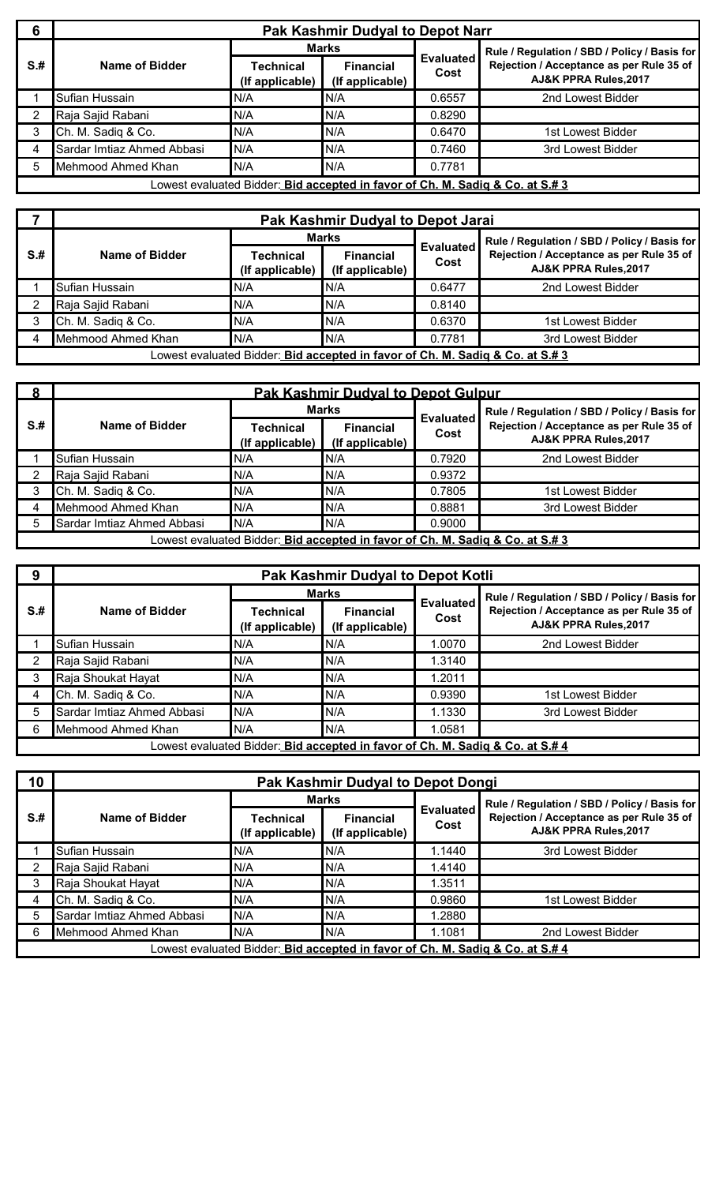| 6 | Pak Kashmir Dudyal to Depot Narr | | | | |
|---|---|---|---|---|---|
| **S.#** | **Name of Bidder** | **Marks** | | **Evaluated Cost** | **Rule / Regulation / SBD / Policy / Basis for Rejection / Acceptance as per Rule 35 of AJ&K PPRA Rules,2017** |
| | | **Technical (If applicable)** | **Financial (If applicable)** | | |
| 1 | Sufian Hussain | N/A | N/A | 0.6557 | 2nd Lowest Bidder |
| 2 | Raja Sajid Rabani | N/A | N/A | 0.8290 | |
| 3 | Ch. M. Sadiq & Co. | N/A | N/A | 0.6470 | 1st Lowest Bidder |
| 4 | Sardar Imtiaz Ahmed Abbasi | N/A | N/A | 0.7460 | 3rd Lowest Bidder |
| 5 | Mehmood Ahmed Khan | N/A | N/A | 0.7781 | |
| | Lowest evaluated Bidder: **Bid accepted in favor of Ch. M. Sadiq & Co. at S.# 3** | | | | |

| 7 | Pak Kashmir Dudyal to Depot Jarai | | | | |
|---|---|---|---|---|---|
| **S.#** | **Name of Bidder** | **Marks** | | **Evaluated Cost** | **Rule / Regulation / SBD / Policy / Basis for Rejection / Acceptance as per Rule 35 of AJ&K PPRA Rules,2017** |
| | | **Technical (If applicable)** | **Financial (If applicable)** | | |
| 1 | Sufian Hussain | N/A | N/A | 0.6477 | 2nd Lowest Bidder |
| 2 | Raja Sajid Rabani | N/A | N/A | 0.8140 | |
| 3 | Ch. M. Sadiq & Co. | N/A | N/A | 0.6370 | 1st Lowest Bidder |
| 4 | Mehmood Ahmed Khan | N/A | N/A | 0.7781 | 3rd Lowest Bidder |
| | Lowest evaluated Bidder: **Bid accepted in favor of Ch. M. Sadiq & Co. at S.# 3** | | | | |

| 8 | Pak Kashmir Dudyal to Depot Gulpur | | | | |
|---|---|---|---|---|---|
| **S.#** | **Name of Bidder** | **Marks** | | **Evaluated Cost** | **Rule / Regulation / SBD / Policy / Basis for Rejection / Acceptance as per Rule 35 of AJ&K PPRA Rules,2017** |
| | | **Technical (If applicable)** | **Financial (If applicable)** | | |
| 1 | Sufian Hussain | N/A | N/A | 0.7920 | 2nd Lowest Bidder |
| 2 | Raja Sajid Rabani | N/A | N/A | 0.9372 | |
| 3 | Ch. M. Sadiq & Co. | N/A | N/A | 0.7805 | 1st Lowest Bidder |
| 4 | Mehmood Ahmed Khan | N/A | N/A | 0.8881 | 3rd Lowest Bidder |
| 5 | Sardar Imtiaz Ahmed Abbasi | N/A | N/A | 0.9000 | |
| | Lowest evaluated Bidder: **Bid accepted in favor of Ch. M. Sadiq & Co. at S.# 3** | | | | |

| 9 | Pak Kashmir Dudyal to Depot Kotli | | | | |
|---|---|---|---|---|---|
| **S.#** | **Name of Bidder** | **Marks** | | **Evaluated Cost** | **Rule / Regulation / SBD / Policy / Basis for Rejection / Acceptance as per Rule 35 of AJ&K PPRA Rules,2017** |
| | | **Technical (If applicable)** | **Financial (If applicable)** | | |
| 1 | Sufian Hussain | N/A | N/A | 1.0070 | 2nd Lowest Bidder |
| 2 | Raja Sajid Rabani | N/A | N/A | 1.3140 | |
| 3 | Raja Shoukat Hayat | N/A | N/A | 1.2011 | |
| 4 | Ch. M. Sadiq & Co. | N/A | N/A | 0.9390 | 1st Lowest Bidder |
| 5 | Sardar Imtiaz Ahmed Abbasi | N/A | N/A | 1.1330 | 3rd Lowest Bidder |
| 6 | Mehmood Ahmed Khan | N/A | N/A | 1.0581 | |
| | Lowest evaluated Bidder: **Bid accepted in favor of Ch. M. Sadiq & Co. at S.# 4** | | | | |

| 10 | Pak Kashmir Dudyal to Depot Dongi | | | | |
|---|---|---|---|---|---|
| **S.#** | **Name of Bidder** | **Marks** | | **Evaluated Cost** | **Rule / Regulation / SBD / Policy / Basis for Rejection / Acceptance as per Rule 35 of AJ&K PPRA Rules,2017** |
| | | **Technical (If applicable)** | **Financial (If applicable)** | | |
| 1 | Sufian Hussain | N/A | N/A | 1.1440 | 3rd Lowest Bidder |
| 2 | Raja Sajid Rabani | N/A | N/A | 1.4140 | |
| 3 | Raja Shoukat Hayat | N/A | N/A | 1.3511 | |
| 4 | Ch. M. Sadiq & Co. | N/A | N/A | 0.9860 | 1st Lowest Bidder |
| 5 | Sardar Imtiaz Ahmed Abbasi | N/A | N/A | 1.2880 | |
| 6 | Mehmood Ahmed Khan | N/A | N/A | 1.1081 | 2nd Lowest Bidder |
| | Lowest evaluated Bidder: **Bid accepted in favor of Ch. M. Sadiq & Co. at S.# 4** | | | | |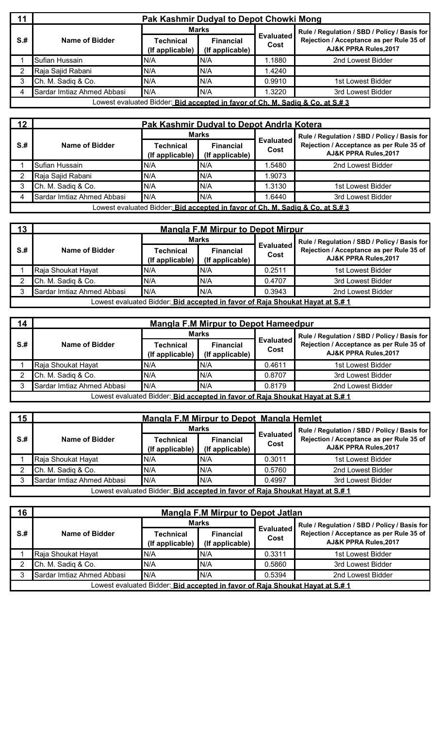| 11 | Pak Kashmir Dudyal to Depot Chowki Mong | | | | |
|---|---|---|---|---|---|
| S.# | Name of Bidder | Marks | | Evaluated Cost | Rule / Regulation / SBD / Policy / Basis for Rejection / Acceptance as per Rule 35 of AJ&K PPRA Rules,2017 |
| | | Technical (If applicable) | Financial (If applicable) | | |
| 1 | Sufian Hussain | N/A | N/A | 1.1880 | 2nd Lowest Bidder |
| 2 | Raja Sajid Rabani | N/A | N/A | 1.4240 | |
| 3 | Ch. M. Sadiq & Co. | N/A | N/A | 0.9910 | 1st Lowest Bidder |
| 4 | Sardar Imtiaz Ahmed Abbasi | N/A | N/A | 1.3220 | 3rd Lowest Bidder |
| Lowest evaluated Bidder: **Bid accepted in favor of Ch. M. Sadiq & Co. at S.# 3** | | | | | |

| 12 | Pak Kashmir Dudyal to Depot Andrla Kotera | | | | |
|---|---|---|---|---|---|
| S.# | Name of Bidder | Marks | | Evaluated Cost | Rule / Regulation / SBD / Policy / Basis for Rejection / Acceptance as per Rule 35 of AJ&K PPRA Rules,2017 |
| | | Technical (If applicable) | Financial (If applicable) | | |
| 1 | Sufian Hussain | N/A | N/A | 1.5480 | 2nd Lowest Bidder |
| 2 | Raja Sajid Rabani | N/A | N/A | 1.9073 | |
| 3 | Ch. M. Sadiq & Co. | N/A | N/A | 1.3130 | 1st Lowest Bidder |
| 4 | Sardar Imtiaz Ahmed Abbasi | N/A | N/A | 1.6440 | 3rd Lowest Bidder |
| Lowest evaluated Bidder: **Bid accepted in favor of Ch. M. Sadiq & Co. at S.# 3** | | | | | |

| 13 | Mangla F.M Mirpur to Depot Mirpur | | | | |
|---|---|---|---|---|---|
| S.# | Name of Bidder | Marks | | Evaluated Cost | Rule / Regulation / SBD / Policy / Basis for Rejection / Acceptance as per Rule 35 of AJ&K PPRA Rules,2017 |
| | | Technical (If applicable) | Financial (If applicable) | | |
| 1 | Raja Shoukat Hayat | N/A | N/A | 0.2511 | 1st Lowest Bidder |
| 2 | Ch. M. Sadiq & Co. | N/A | N/A | 0.4707 | 3rd Lowest Bidder |
| 3 | Sardar Imtiaz Ahmed Abbasi | N/A | N/A | 0.3943 | 2nd Lowest Bidder |
| Lowest evaluated Bidder: **Bid accepted in favor of Raja Shoukat Hayat at S.# 1** | | | | | |

| 14 | Mangla F.M Mirpur to Depot Hameedpur | | | | |
|---|---|---|---|---|---|
| S.# | Name of Bidder | Marks | | Evaluated Cost | Rule / Regulation / SBD / Policy / Basis for Rejection / Acceptance as per Rule 35 of AJ&K PPRA Rules,2017 |
| | | Technical (If applicable) | Financial (If applicable) | | |
| 1 | Raja Shoukat Hayat | N/A | N/A | 0.4611 | 1st Lowest Bidder |
| 2 | Ch. M. Sadiq & Co. | N/A | N/A | 0.8707 | 3rd Lowest Bidder |
| 3 | Sardar Imtiaz Ahmed Abbasi | N/A | N/A | 0.8179 | 2nd Lowest Bidder |
| Lowest evaluated Bidder: **Bid accepted in favor of Raja Shoukat Hayat at S.# 1** | | | | | |

| 15 | Mangla F.M Mirpur to Depot Mangla Hemlet | | | | |
|---|---|---|---|---|---|
| S.# | Name of Bidder | Marks | | Evaluated Cost | Rule / Regulation / SBD / Policy / Basis for Rejection / Acceptance as per Rule 35 of AJ&K PPRA Rules,2017 |
| | | Technical (If applicable) | Financial (If applicable) | | |
| 1 | Raja Shoukat Hayat | N/A | N/A | 0.3011 | 1st Lowest Bidder |
| 2 | Ch. M. Sadiq & Co. | N/A | N/A | 0.5760 | 2nd Lowest Bidder |
| 3 | Sardar Imtiaz Ahmed Abbasi | N/A | N/A | 0.4997 | 3rd Lowest Bidder |
| Lowest evaluated Bidder: **Bid accepted in favor of Raja Shoukat Hayat at S.# 1** | | | | | |

| 16 | Mangla F.M Mirpur to Depot Jatlan | | | | |
|---|---|---|---|---|---|
| S.# | Name of Bidder | Marks | | Evaluated Cost | Rule / Regulation / SBD / Policy / Basis for Rejection / Acceptance as per Rule 35 of AJ&K PPRA Rules,2017 |
| | | Technical (If applicable) | Financial (If applicable) | | |
| 1 | Raja Shoukat Hayat | N/A | N/A | 0.3311 | 1st Lowest Bidder |
| 2 | Ch. M. Sadiq & Co. | N/A | N/A | 0.5860 | 3rd Lowest Bidder |
| 3 | Sardar Imtiaz Ahmed Abbasi | N/A | N/A | 0.5394 | 2nd Lowest Bidder |
| Lowest evaluated Bidder: **Bid accepted in favor of Raja Shoukat Hayat at S.# 1** | | | | | |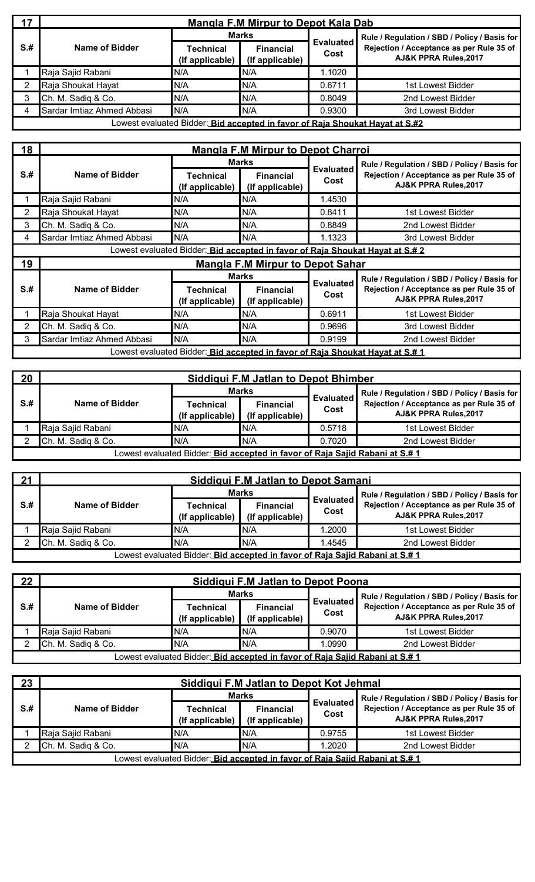| 17 | Mangla F.M Mirpur to Depot Kala Dab | | | | |
|---|---|---|---|---|---|
| S.# | Name of Bidder | Marks | | Evaluated Cost | Rule / Regulation / SBD / Policy / Basis for Rejection / Acceptance as per Rule 35 of AJ&K PPRA Rules,2017 |
| | | Technical (If applicable) | Financial (If applicable) | | |
| 1 | Raja Sajid Rabani | N/A | N/A | 1.1020 | |
| 2 | Raja Shoukat Hayat | N/A | N/A | 0.6711 | 1st Lowest Bidder |
| 3 | Ch. M. Sadiq & Co. | N/A | N/A | 0.8049 | 2nd Lowest Bidder |
| 4 | Sardar Imtiaz Ahmed Abbasi | N/A | N/A | 0.9300 | 3rd Lowest Bidder |
| Lowest evaluated Bidder: **Bid accepted in favor of Raja Shoukat Hayat at S.#2** | | | | | |

| 18 | Mangla F.M Mirpur to Depot Charroi | | | | |
|---|---|---|---|---|---|
| S.# | Name of Bidder | Marks | | Evaluated Cost | Rule / Regulation / SBD / Policy / Basis for Rejection / Acceptance as per Rule 35 of AJ&K PPRA Rules,2017 |
| | | Technical (If applicable) | Financial (If applicable) | | |
| 1 | Raja Sajid Rabani | N/A | N/A | 1.4530 | |
| 2 | Raja Shoukat Hayat | N/A | N/A | 0.8411 | 1st Lowest Bidder |
| 3 | Ch. M. Sadiq & Co. | N/A | N/A | 0.8849 | 2nd Lowest Bidder |
| 4 | Sardar Imtiaz Ahmed Abbasi | N/A | N/A | 1.1323 | 3rd Lowest Bidder |
| Lowest evaluated Bidder: **Bid accepted in favor of Raja Shoukat Hayat at S.# 2** | | | | | |

| 19 | Mangla F.M Mirpur to Depot Sahar | | | | |
|---|---|---|---|---|---|
| S.# | Name of Bidder | Marks | | Evaluated Cost | Rule / Regulation / SBD / Policy / Basis for Rejection / Acceptance as per Rule 35 of AJ&K PPRA Rules,2017 |
| | | Technical (If applicable) | Financial (If applicable) | | |
| 1 | Raja Shoukat Hayat | N/A | N/A | 0.6911 | 1st Lowest Bidder |
| 2 | Ch. M. Sadiq & Co. | N/A | N/A | 0.9696 | 3rd Lowest Bidder |
| 3 | Sardar Imtiaz Ahmed Abbasi | N/A | N/A | 0.9199 | 2nd Lowest Bidder |
| Lowest evaluated Bidder: **Bid accepted in favor of Raja Shoukat Hayat at S.# 1** | | | | | |

| 20 | Siddiqui F.M Jatlan to Depot Bhimber | | | | |
|---|---|---|---|---|---|
| S.# | Name of Bidder | Marks | | Evaluated Cost | Rule / Regulation / SBD / Policy / Basis for Rejection / Acceptance as per Rule 35 of AJ&K PPRA Rules,2017 |
| | | Technical (If applicable) | Financial (If applicable) | | |
| 1 | Raja Sajid Rabani | N/A | N/A | 0.5718 | 1st Lowest Bidder |
| 2 | Ch. M. Sadiq & Co. | N/A | N/A | 0.7020 | 2nd Lowest Bidder |
| Lowest evaluated Bidder: **Bid accepted in favor of Raja Sajid Rabani at S.# 1** | | | | | |

| 21 | Siddiqui F.M Jatlan to Depot Samani | | | | |
|---|---|---|---|---|---|
| S.# | Name of Bidder | Marks | | Evaluated Cost | Rule / Regulation / SBD / Policy / Basis for Rejection / Acceptance as per Rule 35 of AJ&K PPRA Rules,2017 |
| | | Technical (If applicable) | Financial (If applicable) | | |
| 1 | Raja Sajid Rabani | N/A | N/A | 1.2000 | 1st Lowest Bidder |
| 2 | Ch. M. Sadiq & Co. | N/A | N/A | 1.4545 | 2nd Lowest Bidder |
| Lowest evaluated Bidder: **Bid accepted in favor of Raja Sajid Rabani at S.# 1** | | | | | |

| 22 | Siddiqui F.M Jatlan to Depot Poona | | | | |
|---|---|---|---|---|---|
| S.# | Name of Bidder | Marks | | Evaluated Cost | Rule / Regulation / SBD / Policy / Basis for Rejection / Acceptance as per Rule 35 of AJ&K PPRA Rules,2017 |
| | | Technical (If applicable) | Financial (If applicable) | | |
| 1 | Raja Sajid Rabani | N/A | N/A | 0.9070 | 1st Lowest Bidder |
| 2 | Ch. M. Sadiq & Co. | N/A | N/A | 1.0990 | 2nd Lowest Bidder |
| Lowest evaluated Bidder: **Bid accepted in favor of Raja Sajid Rabani at S.# 1** | | | | | |

| 23 | Siddiqui F.M Jatlan to Depot Kot Jehmal | | | | |
|---|---|---|---|---|---|
| S.# | Name of Bidder | Marks | | Evaluated Cost | Rule / Regulation / SBD / Policy / Basis for Rejection / Acceptance as per Rule 35 of AJ&K PPRA Rules,2017 |
| | | Technical (If applicable) | Financial (If applicable) | | |
| 1 | Raja Sajid Rabani | N/A | N/A | 0.9755 | 1st Lowest Bidder |
| 2 | Ch. M. Sadiq & Co. | N/A | N/A | 1.2020 | 2nd Lowest Bidder |
| Lowest evaluated Bidder: **Bid accepted in favor of Raja Sajid Rabani at S.# 1** | | | | | |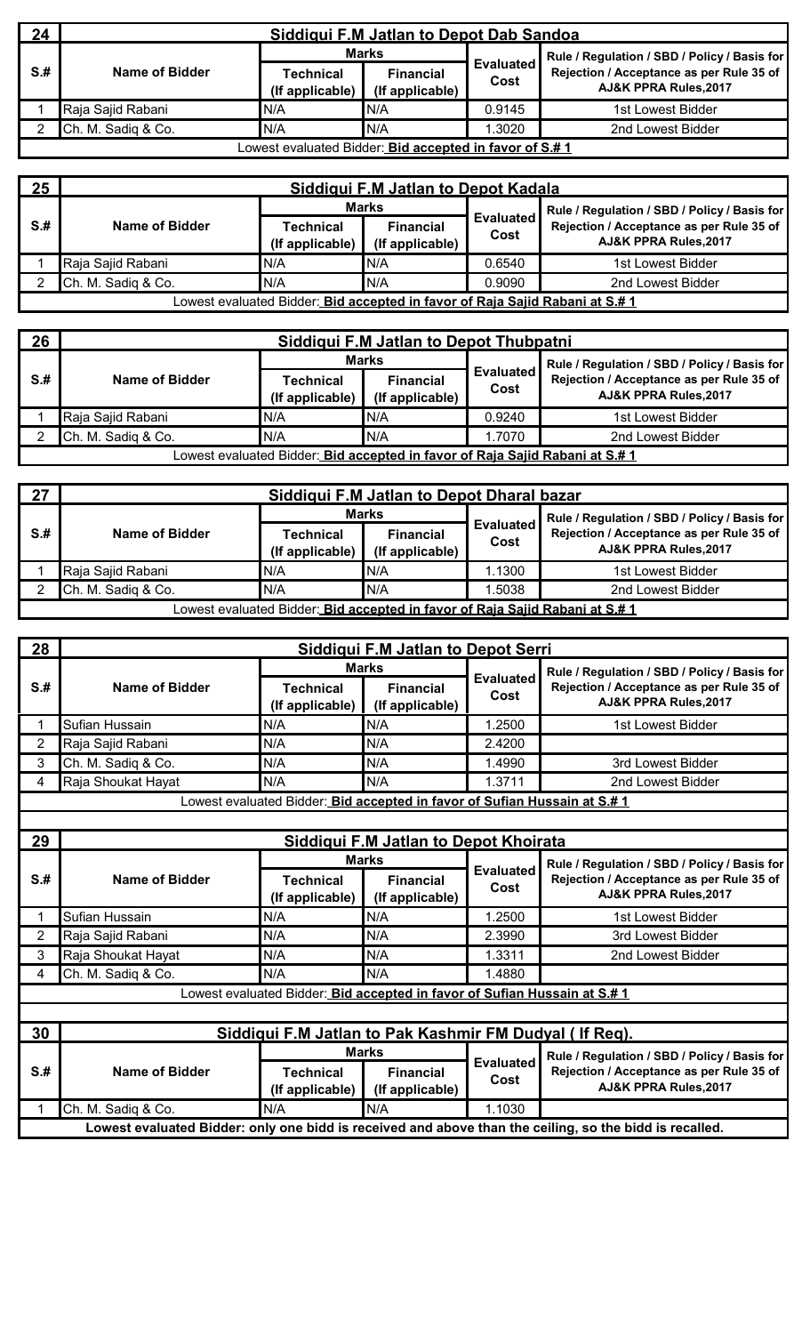| 24 | Siddiqui F.M Jatlan to Depot Dab Sandoa | | | | |
|---|---|---|---|---|---|
| S.# | Name of Bidder | Marks | | Evaluated Cost | Rule / Regulation / SBD / Policy / Basis for Rejection / Acceptance as per Rule 35 of AJ&K PPRA Rules,2017 |
| | | Technical (If applicable) | Financial (If applicable) | | |
| 1 | Raja Sajid Rabani | N/A | N/A | 0.9145 | 1st Lowest Bidder |
| 2 | Ch. M. Sadiq & Co. | N/A | N/A | 1.3020 | 2nd Lowest Bidder |
| Lowest evaluated Bidder: **Bid accepted in favor of S.# 1** | | | | | |

| 25 | Siddiqui F.M Jatlan to Depot Kadala | | | | |
|---|---|---|---|---|---|
| S.# | Name of Bidder | Marks | | Evaluated Cost | Rule / Regulation / SBD / Policy / Basis for Rejection / Acceptance as per Rule 35 of AJ&K PPRA Rules,2017 |
| | | Technical (If applicable) | Financial (If applicable) | | |
| 1 | Raja Sajid Rabani | N/A | N/A | 0.6540 | 1st Lowest Bidder |
| 2 | Ch. M. Sadiq & Co. | N/A | N/A | 0.9090 | 2nd Lowest Bidder |
| Lowest evaluated Bidder: **Bid accepted in favor of Raja Sajid Rabani at S.# 1** | | | | | |

| 26 | Siddiqui F.M Jatlan to Depot Thubpatni | | | | |
|---|---|---|---|---|---|
| S.# | Name of Bidder | Marks | | Evaluated Cost | Rule / Regulation / SBD / Policy / Basis for Rejection / Acceptance as per Rule 35 of AJ&K PPRA Rules,2017 |
| | | Technical (If applicable) | Financial (If applicable) | | |
| 1 | Raja Sajid Rabani | N/A | N/A | 0.9240 | 1st Lowest Bidder |
| 2 | Ch. M. Sadiq & Co. | N/A | N/A | 1.7070 | 2nd Lowest Bidder |
| Lowest evaluated Bidder: **Bid accepted in favor of Raja Sajid Rabani at S.# 1** | | | | | |

| 27 | Siddiqui F.M Jatlan to Depot Dharal bazar | | | | |
|---|---|---|---|---|---|
| S.# | Name of Bidder | Marks | | Evaluated Cost | Rule / Regulation / SBD / Policy / Basis for Rejection / Acceptance as per Rule 35 of AJ&K PPRA Rules,2017 |
| | | Technical (If applicable) | Financial (If applicable) | | |
| 1 | Raja Sajid Rabani | N/A | N/A | 1.1300 | 1st Lowest Bidder |
| 2 | Ch. M. Sadiq & Co. | N/A | N/A | 1.5038 | 2nd Lowest Bidder |
| Lowest evaluated Bidder: **Bid accepted in favor of Raja Sajid Rabani at S.# 1** | | | | | |

| 28 | Siddiqui F.M Jatlan to Depot Serri | | | | |
|---|---|---|---|---|---|
| S.# | Name of Bidder | Marks | | Evaluated Cost | Rule / Regulation / SBD / Policy / Basis for Rejection / Acceptance as per Rule 35 of AJ&K PPRA Rules,2017 |
| | | Technical (If applicable) | Financial (If applicable) | | |
| 1 | Sufian Hussain | N/A | N/A | 1.2500 | 1st Lowest Bidder |
| 2 | Raja Sajid Rabani | N/A | N/A | 2.4200 | |
| 3 | Ch. M. Sadiq & Co. | N/A | N/A | 1.4990 | 3rd Lowest Bidder |
| 4 | Raja Shoukat Hayat | N/A | N/A | 1.3711 | 2nd Lowest Bidder |
| Lowest evaluated Bidder: **Bid accepted in favor of Sufian Hussain at S.# 1** | | | | | |

| 29 | Siddiqui F.M Jatlan to Depot Khoirata | | | | |
|---|---|---|---|---|---|
| S.# | Name of Bidder | Marks | | Evaluated Cost | Rule / Regulation / SBD / Policy / Basis for Rejection / Acceptance as per Rule 35 of AJ&K PPRA Rules,2017 |
| | | Technical (If applicable) | Financial (If applicable) | | |
| 1 | Sufian Hussain | N/A | N/A | 1.2500 | 1st Lowest Bidder |
| 2 | Raja Sajid Rabani | N/A | N/A | 2.3990 | 3rd Lowest Bidder |
| 3 | Raja Shoukat Hayat | N/A | N/A | 1.3311 | 2nd Lowest Bidder |
| 4 | Ch. M. Sadiq & Co. | N/A | N/A | 1.4880 | |
| Lowest evaluated Bidder: **Bid accepted in favor of Sufian Hussain at S.# 1** | | | | | |

| 30 | Siddiqui F.M Jatlan to Pak Kashmir FM Dudyal ( If Req). | | | | |
|---|---|---|---|---|---|
| S.# | Name of Bidder | Marks | | Evaluated Cost | Rule / Regulation / SBD / Policy / Basis for Rejection / Acceptance as per Rule 35 of AJ&K PPRA Rules,2017 |
| | | Technical (If applicable) | Financial (If applicable) | | |
| 1 | Ch. M. Sadiq & Co. | N/A | N/A | 1.1030 | |
| **Lowest evaluated Bidder: only one bid is received and above than the ceiling, so the bid is recalled.** | | | | | |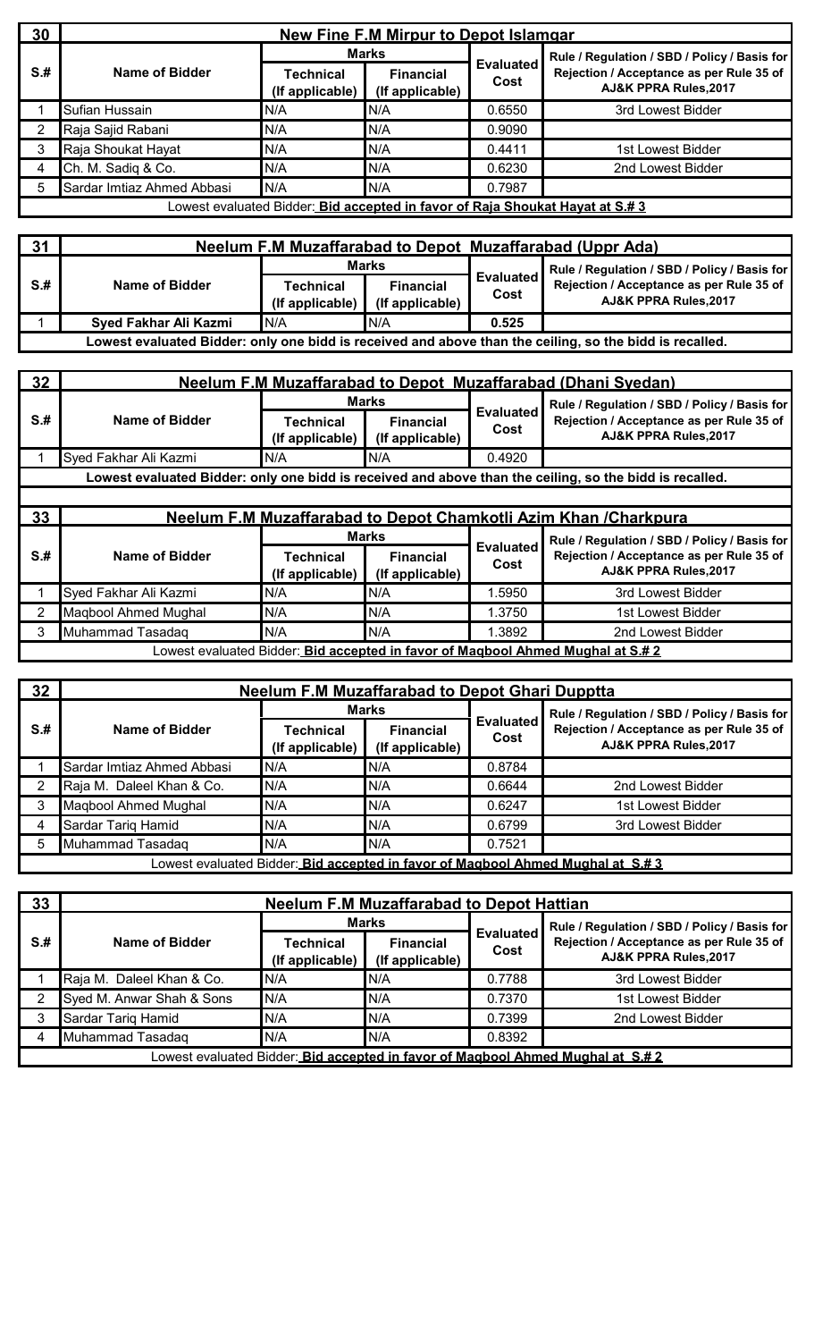| 30 | New Fine F.M Mirpur to Depot Islamgar | | | | |
|---|---|---|---|---|---|
| S.# | Name of Bidder | Marks | | Evaluated Cost | Rule / Regulation / SBD / Policy / Basis for Rejection / Acceptance as per Rule 35 of AJ&K PPRA Rules,2017 |
| | | Technical (If applicable) | Financial (If applicable) | | |
| 1 | Sufian Hussain | N/A | N/A | 0.6550 | 3rd Lowest Bidder |
| 2 | Raja Sajid Rabani | N/A | N/A | 0.9090 | |
| 3 | Raja Shoukat Hayat | N/A | N/A | 0.4411 | 1st Lowest Bidder |
| 4 | Ch. M. Sadiq & Co. | N/A | N/A | 0.6230 | 2nd Lowest Bidder |
| 5 | Sardar Imtiaz Ahmed Abbasi | N/A | N/A | 0.7987 | |
| Lowest evaluated Bidder: **Bid accepted in favor of Raja Shoukat Hayat at S.# 3** | | | | | |

| 31 | Neelum F.M Muzaffarabad to Depot Muzaffarabad (Uppr Ada) | | | | |
|---|---|---|---|---|---|
| S.# | Name of Bidder | Marks | | Evaluated Cost | Rule / Regulation / SBD / Policy / Basis for Rejection / Acceptance as per Rule 35 of AJ&K PPRA Rules,2017 |
| | | Technical (If applicable) | Financial (If applicable) | | |
| 1 | **Syed Fakhar Ali Kazmi** | N/A | N/A | **0.525** | |
| **Lowest evaluated Bidder: only one bid is received and above than the ceiling, so the bidd is recalled.** | | | | | |

| 32 | Neelum F.M Muzaffarabad to Depot Muzaffarabad (Dhani Syedan) | | | | |
|---|---|---|---|---|---|
| S.# | Name of Bidder | Marks | | Evaluated Cost | Rule / Regulation / SBD / Policy / Basis for Rejection / Acceptance as per Rule 35 of AJ&K PPRA Rules,2017 |
| | | Technical (If applicable) | Financial (If applicable) | | |
| 1 | Syed Fakhar Ali Kazmi | N/A | N/A | 0.4920 | |
| **Lowest evaluated Bidder: only one bid is received and above than the ceiling, so the bidd is recalled.** | | | | | |

| 33 | Neelum F.M Muzaffarabad to Depot Chamkotli Azim Khan /Charkpura | | | | |
|---|---|---|---|---|---|
| S.# | Name of Bidder | Marks | | Evaluated Cost | Rule / Regulation / SBD / Policy / Basis for Rejection / Acceptance as per Rule 35 of AJ&K PPRA Rules,2017 |
| | | Technical (If applicable) | Financial (If applicable) | | |
| 1 | Syed Fakhar Ali Kazmi | N/A | N/A | 1.5950 | 3rd Lowest Bidder |
| 2 | Maqbool Ahmed Mughal | N/A | N/A | 1.3750 | 1st Lowest Bidder |
| 3 | Muhammad Tasadaq | N/A | N/A | 1.3892 | 2nd Lowest Bidder |
| Lowest evaluated Bidder: **Bid accepted in favor of Maqbool Ahmed Mughal at S.# 2** | | | | | |

| 32 | Neelum F.M Muzaffarabad to Depot Ghari Dupptta | | | | |
|---|---|---|---|---|---|
| S.# | Name of Bidder | Marks | | Evaluated Cost | Rule / Regulation / SBD / Policy / Basis for Rejection / Acceptance as per Rule 35 of AJ&K PPRA Rules,2017 |
| | | Technical (If applicable) | Financial (If applicable) | | |
| 1 | Sardar Imtiaz Ahmed Abbasi | N/A | N/A | 0.8784 | |
| 2 | Raja M. Daleel Khan & Co. | N/A | N/A | 0.6644 | 2nd Lowest Bidder |
| 3 | Maqbool Ahmed Mughal | N/A | N/A | 0.6247 | 1st Lowest Bidder |
| 4 | Sardar Tariq Hamid | N/A | N/A | 0.6799 | 3rd Lowest Bidder |
| 5 | Muhammad Tasadaq | N/A | N/A | 0.7521 | |
| Lowest evaluated Bidder: **Bid accepted in favor of Maqbool Ahmed Mughal at S.# 3** | | | | | |

| 33 | Neelum F.M Muzaffarabad to Depot Hattian | | | | |
|---|---|---|---|---|---|
| S.# | Name of Bidder | Marks | | Evaluated Cost | Rule / Regulation / SBD / Policy / Basis for Rejection / Acceptance as per Rule 35 of AJ&K PPRA Rules,2017 |
| | | Technical (If applicable) | Financial (If applicable) | | |
| 1 | Raja M. Daleel Khan & Co. | N/A | N/A | 0.7788 | 3rd Lowest Bidder |
| 2 | Syed M. Anwar Shah & Sons | N/A | N/A | 0.7370 | 1st Lowest Bidder |
| 3 | Sardar Tariq Hamid | N/A | N/A | 0.7399 | 2nd Lowest Bidder |
| 4 | Muhammad Tasadaq | N/A | N/A | 0.8392 | |
| Lowest evaluated Bidder: **Bid accepted in favor of Maqbool Ahmed Mughal at S.# 2** | | | | | |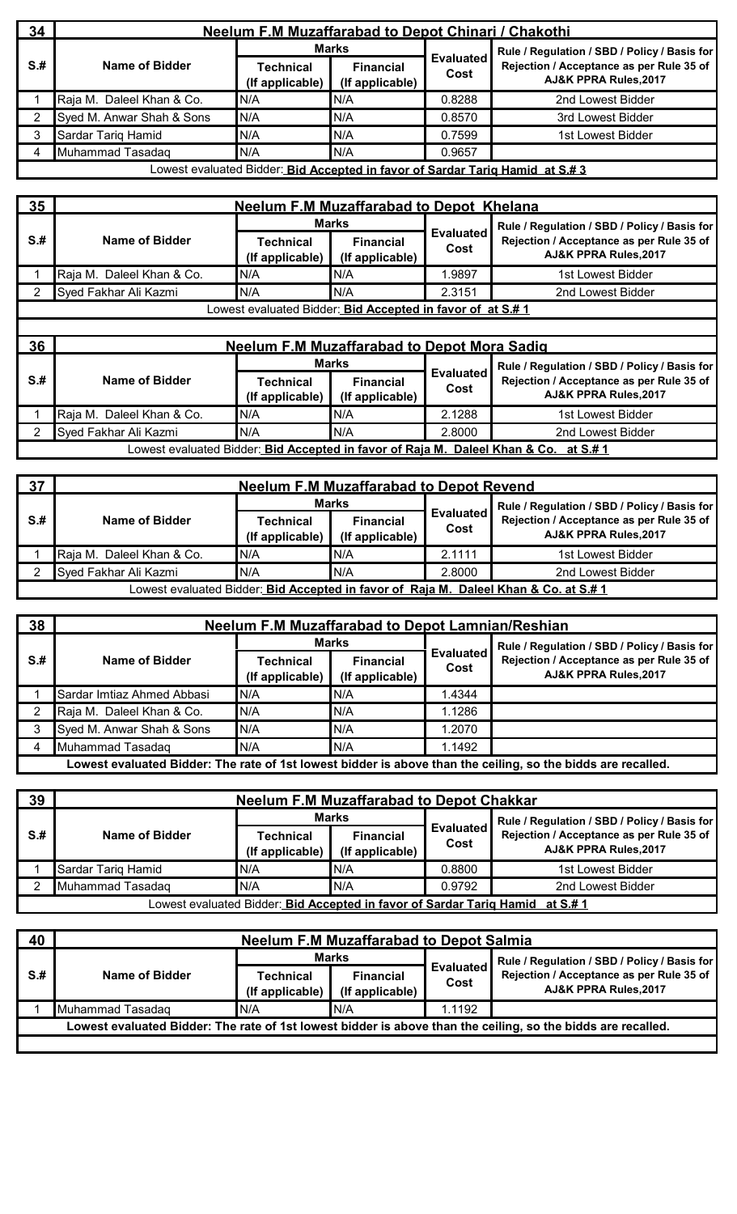| 34 | Neelum F.M Muzaffarabad to Depot Chinari / Chakothi | | | | |
|---|---|---|---|---|---|
| S.# | Name of Bidder | Marks | | Evaluated Cost | Rule / Regulation / SBD / Policy / Basis for Rejection / Acceptance as per Rule 35 of AJ&K PPRA Rules,2017 |
| | | Technical (If applicable) | Financial (If applicable) | | |
| 1 | Raja M. Daleel Khan & Co. | N/A | N/A | 0.8288 | 2nd Lowest Bidder |
| 2 | Syed M. Anwar Shah & Sons | N/A | N/A | 0.8570 | 3rd Lowest Bidder |
| 3 | Sardar Tariq Hamid | N/A | N/A | 0.7599 | 1st Lowest Bidder |
| 4 | Muhammad Tasadaq | N/A | N/A | 0.9657 | |

Lowest evaluated Bidder: **Bid Accepted in favor of Sardar Tariq Hamid at S.# 3**

| 35 | Neelum F.M Muzaffarabad to Depot Khelana | | | | |
|---|---|---|---|---|---|
| S.# | Name of Bidder | Marks | | Evaluated Cost | Rule / Regulation / SBD / Policy / Basis for Rejection / Acceptance as per Rule 35 of AJ&K PPRA Rules,2017 |
| | | Technical (If applicable) | Financial (If applicable) | | |
| 1 | Raja M. Daleel Khan & Co. | N/A | N/A | 1.9897 | 1st Lowest Bidder |
| 2 | Syed Fakhar Ali Kazmi | N/A | N/A | 2.3151 | 2nd Lowest Bidder |

Lowest evaluated Bidder: **Bid Accepted in favor of at S.# 1**

| 36 | Neelum F.M Muzaffarabad to Depot Mora Sadiq | | | | |
|---|---|---|---|---|---|
| S.# | Name of Bidder | Marks | | Evaluated Cost | Rule / Regulation / SBD / Policy / Basis for Rejection / Acceptance as per Rule 35 of AJ&K PPRA Rules,2017 |
| | | Technical (If applicable) | Financial (If applicable) | | |
| 1 | Raja M. Daleel Khan & Co. | N/A | N/A | 2.1288 | 1st Lowest Bidder |
| 2 | Syed Fakhar Ali Kazmi | N/A | N/A | 2.8000 | 2nd Lowest Bidder |

Lowest evaluated Bidder: **Bid Accepted in favor of Raja M. Daleel Khan & Co. at S.# 1**

| 37 | Neelum F.M Muzaffarabad to Depot Revend | | | | |
|---|---|---|---|---|---|
| S.# | Name of Bidder | Marks | | Evaluated Cost | Rule / Regulation / SBD / Policy / Basis for Rejection / Acceptance as per Rule 35 of AJ&K PPRA Rules,2017 |
| | | Technical (If applicable) | Financial (If applicable) | | |
| 1 | Raja M. Daleel Khan & Co. | N/A | N/A | 2.1111 | 1st Lowest Bidder |
| 2 | Syed Fakhar Ali Kazmi | N/A | N/A | 2.8000 | 2nd Lowest Bidder |

Lowest evaluated Bidder: **Bid Accepted in favor of Raja M. Daleel Khan & Co. at S.# 1**

| 38 | Neelum F.M Muzaffarabad to Depot Lamnian/Reshian | | | | |
|---|---|---|---|---|---|
| S.# | Name of Bidder | Marks | | Evaluated Cost | Rule / Regulation / SBD / Policy / Basis for Rejection / Acceptance as per Rule 35 of AJ&K PPRA Rules,2017 |
| | | Technical (If applicable) | Financial (If applicable) | | |
| 1 | Sardar Imtiaz Ahmed Abbasi | N/A | N/A | 1.4344 | |
| 2 | Raja M. Daleel Khan & Co. | N/A | N/A | 1.1286 | |
| 3 | Syed M. Anwar Shah & Sons | N/A | N/A | 1.2070 | |
| 4 | Muhammad Tasadaq | N/A | N/A | 1.1492 | |

**Lowest evaluated Bidder: The rate of 1st lowest bidder is above than the ceiling, so the bidds are recalled.**

| 39 | Neelum F.M Muzaffarabad to Depot Chakkar | | | | |
|---|---|---|---|---|---|
| S.# | Name of Bidder | Marks | | Evaluated Cost | Rule / Regulation / SBD / Policy / Basis for Rejection / Acceptance as per Rule 35 of AJ&K PPRA Rules,2017 |
| | | Technical (If applicable) | Financial (If applicable) | | |
| 1 | Sardar Tariq Hamid | N/A | N/A | 0.8800 | 1st Lowest Bidder |
| 2 | Muhammad Tasadaq | N/A | N/A | 0.9792 | 2nd Lowest Bidder |

Lowest evaluated Bidder: **Bid Accepted in favor of Sardar Tariq Hamid at S.# 1**

| 40 | Neelum F.M Muzaffarabad to Depot Salmia | | | | |
|---|---|---|---|---|---|
| S.# | Name of Bidder | Marks | | Evaluated Cost | Rule / Regulation / SBD / Policy / Basis for Rejection / Acceptance as per Rule 35 of AJ&K PPRA Rules,2017 |
| | | Technical (If applicable) | Financial (If applicable) | | |
| 1 | Muhammad Tasadaq | N/A | N/A | 1.1192 | |

**Lowest evaluated Bidder: The rate of 1st lowest bidder is above than the ceiling, so the bidds are recalled.**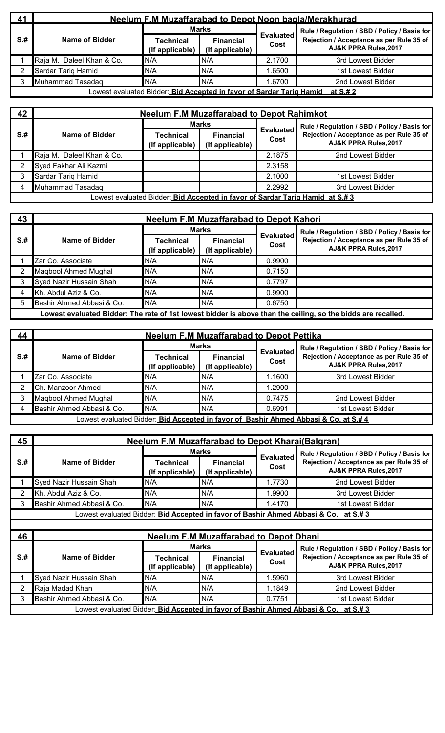| 41 | Neelum F.M Muzaffarabad to Depot Noon bagla/Merakhurad | | | | |
|---|---|---|---|---|---|
| S.# | Name of Bidder | Marks | | Evaluated Cost | Rule / Regulation / SBD / Policy / Basis for Rejection / Acceptance as per Rule 35 of AJ&K PPRA Rules,2017 |
| | | Technical (If applicable) | Financial (If applicable) | | |
| 1 | Raja M. Daleel Khan & Co. | N/A | N/A | 2.1700 | 3rd Lowest Bidder |
| 2 | Sardar Tariq Hamid | N/A | N/A | 1.6500 | 1st Lowest Bidder |
| 3 | Muhammad Tasadaq | N/A | N/A | 1.6700 | 2nd Lowest Bidder |
| Lowest evaluated Bidder: **Bid Accepted in favor of Sardar Tariq Hamid at S.# 2** | | | | | |

| 42 | Neelum F.M Muzaffarabad to Depot Rahimkot | | | | |
|---|---|---|---|---|---|
| S.# | Name of Bidder | Marks | | Evaluated Cost | Rule / Regulation / SBD / Policy / Basis for Rejection / Acceptance as per Rule 35 of AJ&K PPRA Rules,2017 |
| | | Technical (If applicable) | Financial (If applicable) | | |
| 1 | Raja M. Daleel Khan & Co. | | | 2.1875 | 2nd Lowest Bidder |
| 2 | Syed Fakhar Ali Kazmi | | | 2.3158 | |
| 3 | Sardar Tariq Hamid | | | 2.1000 | 1st Lowest Bidder |
| 4 | Muhammad Tasadaq | | | 2.2992 | 3rd Lowest Bidder |
| Lowest evaluated Bidder: **Bid Accepted in favor of Sardar Tariq Hamid at S.# 3** | | | | | |

| 43 | Neelum F.M Muzaffarabad to Depot Kahori | | | | |
|---|---|---|---|---|---|
| S.# | Name of Bidder | Marks | | Evaluated Cost | Rule / Regulation / SBD / Policy / Basis for Rejection / Acceptance as per Rule 35 of AJ&K PPRA Rules,2017 |
| | | Technical (If applicable) | Financial (If applicable) | | |
| 1 | Zar Co. Associate | N/A | N/A | 0.9900 | |
| 2 | Maqbool Ahmed Mughal | N/A | N/A | 0.7150 | |
| 3 | Syed Nazir Hussain Shah | N/A | N/A | 0.7797 | |
| 4 | Kh. Abdul Aziz & Co. | N/A | N/A | 0.9900 | |
| 5 | Bashir Ahmed Abbasi & Co. | N/A | N/A | 0.6750 | |
| **Lowest evaluated Bidder: The rate of 1st lowest bidder is above than the ceiling, so the bidds are recalled.** | | | | | |

| 44 | Neelum F.M Muzaffarabad to Depot Pettika | | | | |
|---|---|---|---|---|---|
| S.# | Name of Bidder | Marks | | Evaluated Cost | Rule / Regulation / SBD / Policy / Basis for Rejection / Acceptance as per Rule 35 of AJ&K PPRA Rules,2017 |
| | | Technical (If applicable) | Financial (If applicable) | | |
| 1 | Zar Co. Associate | N/A | N/A | 1.1600 | 3rd Lowest Bidder |
| 2 | Ch. Manzoor Ahmed | N/A | N/A | 1.2900 | |
| 3 | Maqbool Ahmed Mughal | N/A | N/A | 0.7475 | 2nd Lowest Bidder |
| 4 | Bashir Ahmed Abbasi & Co. | N/A | N/A | 0.6991 | 1st Lowest Bidder |
| Lowest evaluated Bidder: **Bid Accepted in favor of Bashir Ahmed Abbasi & Co. at S.# 4** | | | | | |

| 45 | Neelum F.M Muzaffarabad to Depot Kharai(Balgran) | | | | |
|---|---|---|---|---|---|
| S.# | Name of Bidder | Marks | | Evaluated Cost | Rule / Regulation / SBD / Policy / Basis for Rejection / Acceptance as per Rule 35 of AJ&K PPRA Rules,2017 |
| | | Technical (If applicable) | Financial (If applicable) | | |
| 1 | Syed Nazir Hussain Shah | N/A | N/A | 1.7730 | 2nd Lowest Bidder |
| 2 | Kh. Abdul Aziz & Co. | N/A | N/A | 1.9900 | 3rd Lowest Bidder |
| 3 | Bashir Ahmed Abbasi & Co. | N/A | N/A | 1.4170 | 1st Lowest Bidder |
| Lowest evaluated Bidder: **Bid Accepted in favor of Bashir Ahmed Abbasi & Co. at S.# 3** | | | | | |

| 46 | Neelum F.M Muzaffarabad to Depot Dhani | | | | |
|---|---|---|---|---|---|
| S.# | Name of Bidder | Marks | | Evaluated Cost | Rule / Regulation / SBD / Policy / Basis for Rejection / Acceptance as per Rule 35 of AJ&K PPRA Rules,2017 |
| | | Technical (If applicable) | Financial (If applicable) | | |
| 1 | Syed Nazir Hussain Shah | N/A | N/A | 1.5960 | 3rd Lowest Bidder |
| 2 | Raja Madad Khan | N/A | N/A | 1.1849 | 2nd Lowest Bidder |
| 3 | Bashir Ahmed Abbasi & Co. | N/A | N/A | 0.7751 | 1st Lowest Bidder |
| Lowest evaluated Bidder: **Bid Accepted in favor of Bashir Ahmed Abbasi & Co. at S.# 3** | | | | | |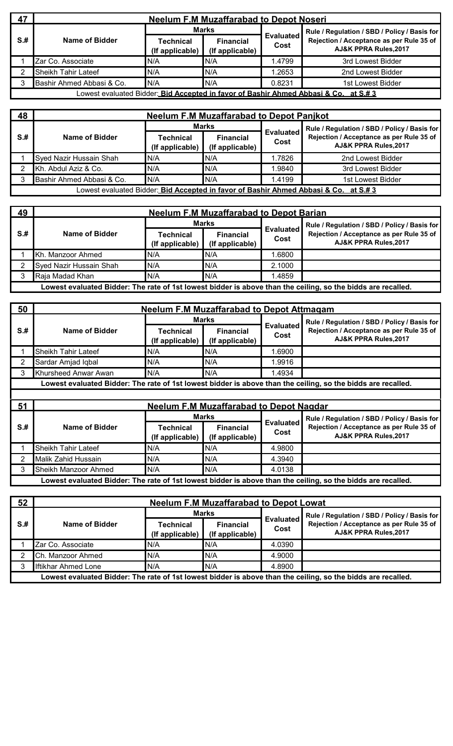| 47 | Neelum F.M Muzaffarabad to Depot Noseri | | | | |
|---|---|---|---|---|---|
| S.# | Name of Bidder | Marks | | Evaluated Cost | Rule / Regulation / SBD / Policy / Basis for Rejection / Acceptance as per Rule 35 of AJ&K PPRA Rules,2017 |
| | | Technical (If applicable) | Financial (If applicable) | | |
| 1 | Zar Co. Associate | N/A | N/A | 1.4799 | 3rd Lowest Bidder |
| 2 | Sheikh Tahir Lateef | N/A | N/A | 1.2653 | 2nd Lowest Bidder |
| 3 | Bashir Ahmed Abbasi & Co. | N/A | N/A | 0.8231 | 1st Lowest Bidder |
| Lowest evaluated Bidder: **Bid Accepted in favor of Bashir Ahmed Abbasi & Co. at S.# 3** | | | | | |

| 48 | Neelum F.M Muzaffarabad to Depot Panjkot | | | | |
|---|---|---|---|---|---|
| S.# | Name of Bidder | Marks | | Evaluated Cost | Rule / Regulation / SBD / Policy / Basis for Rejection / Acceptance as per Rule 35 of AJ&K PPRA Rules,2017 |
| | | Technical (If applicable) | Financial (If applicable) | | |
| 1 | Syed Nazir Hussain Shah | N/A | N/A | 1.7826 | 2nd Lowest Bidder |
| 2 | Kh. Abdul Aziz & Co. | N/A | N/A | 1.9840 | 3rd Lowest Bidder |
| 3 | Bashir Ahmed Abbasi & Co. | N/A | N/A | 1.4199 | 1st Lowest Bidder |
| Lowest evaluated Bidder: **Bid Accepted in favor of Bashir Ahmed Abbasi & Co. at S.# 3** | | | | | |

| 49 | Neelum F.M Muzaffarabad to Depot Barian | | | | |
|---|---|---|---|---|---|
| S.# | Name of Bidder | Marks | | Evaluated Cost | Rule / Regulation / SBD / Policy / Basis for Rejection / Acceptance as per Rule 35 of AJ&K PPRA Rules,2017 |
| | | Technical (If applicable) | Financial (If applicable) | | |
| 1 | Kh. Manzoor Ahmed | N/A | N/A | 1.6800 | |
| 2 | Syed Nazir Hussain Shah | N/A | N/A | 2.1000 | |
| 3 | Raja Madad Khan | N/A | N/A | 1.4859 | |
| **Lowest evaluated Bidder: The rate of 1st lowest bidder is above than the ceiling, so the bidds are recalled.** | | | | | |

| 50 | Neelum F.M Muzaffarabad to Depot Attmagam | | | | |
|---|---|---|---|---|---|
| S.# | Name of Bidder | Marks | | Evaluated Cost | Rule / Regulation / SBD / Policy / Basis for Rejection / Acceptance as per Rule 35 of AJ&K PPRA Rules,2017 |
| | | Technical (If applicable) | Financial (If applicable) | | |
| 1 | Sheikh Tahir Lateef | N/A | N/A | 1.6900 | |
| 2 | Sardar Amjad Iqbal | N/A | N/A | 1.9916 | |
| 3 | Khursheed Anwar Awan | N/A | N/A | 1.4934 | |
| **Lowest evaluated Bidder: The rate of 1st lowest bidder is above than the ceiling, so the bidds are recalled.** | | | | | |

| 51 | Neelum F.M Muzaffarabad to Depot Nagdar | | | | |
|---|---|---|---|---|---|
| S.# | Name of Bidder | Marks | | Evaluated Cost | Rule / Regulation / SBD / Policy / Basis for Rejection / Acceptance as per Rule 35 of AJ&K PPRA Rules,2017 |
| | | Technical (If applicable) | Financial (If applicable) | | |
| 1 | Sheikh Tahir Lateef | N/A | N/A | 4.9800 | |
| 2 | Malik Zahid Hussain | N/A | N/A | 4.3940 | |
| 3 | Sheikh Manzoor Ahmed | N/A | N/A | 4.0138 | |
| **Lowest evaluated Bidder: The rate of 1st lowest bidder is above than the ceiling, so the bidds are recalled.** | | | | | |

| 52 | Neelum F.M Muzaffarabad to Depot Lowat | | | | |
|---|---|---|---|---|---|
| S.# | Name of Bidder | Marks | | Evaluated Cost | Rule / Regulation / SBD / Policy / Basis for Rejection / Acceptance as per Rule 35 of AJ&K PPRA Rules,2017 |
| | | Technical (If applicable) | Financial (If applicable) | | |
| 1 | Zar Co. Associate | N/A | N/A | 4.0390 | |
| 2 | Ch. Manzoor Ahmed | N/A | N/A | 4.9000 | |
| 3 | Iftikhar Ahmed Lone | N/A | N/A | 4.8900 | |
| **Lowest evaluated Bidder: The rate of 1st lowest bidder is above than the ceiling, so the bidds are recalled.** | | | | | |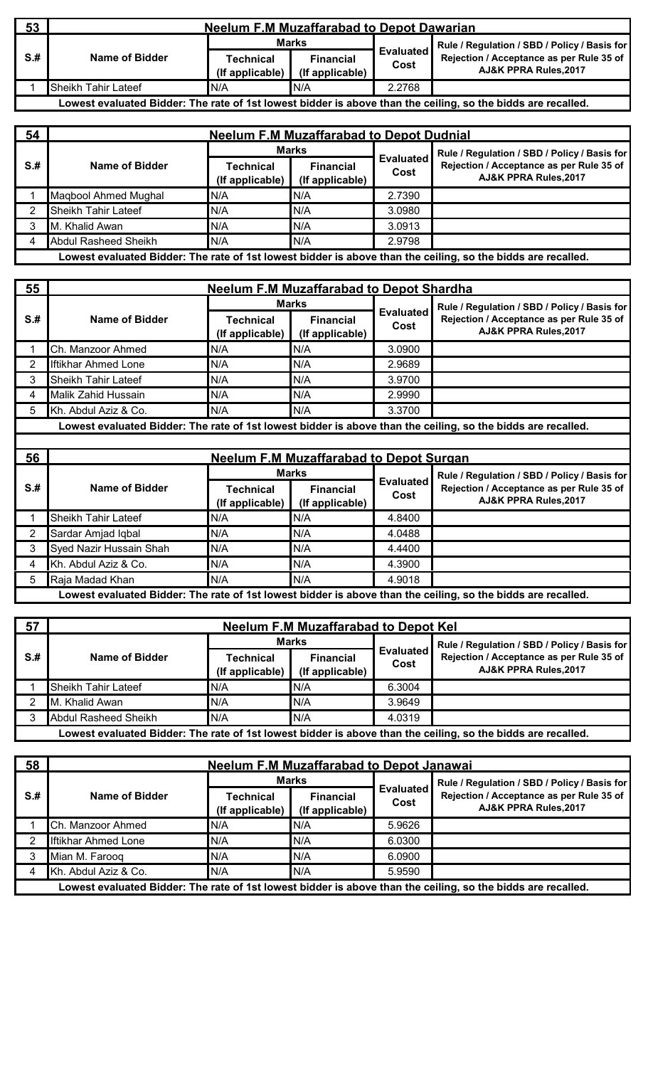| 53 | Neelum F.M Muzaffarabad to Depot Dawarian | | | | |
|---|---|---|---|---|---|
| S.# | Name of Bidder | Marks | | Evaluated Cost | Rule / Regulation / SBD / Policy / Basis for Rejection / Acceptance as per Rule 35 of AJ&K PPRA Rules,2017 |
| | | Technical (If applicable) | Financial (If applicable) | | |
| 1 | Sheikh Tahir Lateef | N/A | N/A | 2.2768 | |
| Lowest evaluated Bidder: The rate of 1st lowest bidder is above than the ceiling, so the bids are recalled. | | | | | |

| 54 | Neelum F.M Muzaffarabad to Depot Dudnial | | | | |
|---|---|---|---|---|---|
| S.# | Name of Bidder | Marks | | Evaluated Cost | Rule / Regulation / SBD / Policy / Basis for Rejection / Acceptance as per Rule 35 of AJ&K PPRA Rules,2017 |
| | | Technical (If applicable) | Financial (If applicable) | | |
| 1 | Maqbool Ahmed Mughal | N/A | N/A | 2.7390 | |
| 2 | Sheikh Tahir Lateef | N/A | N/A | 3.0980 | |
| 3 | M. Khalid Awan | N/A | N/A | 3.0913 | |
| 4 | Abdul Rasheed Sheikh | N/A | N/A | 2.9798 | |
| Lowest evaluated Bidder: The rate of 1st lowest bidder is above than the ceiling, so the bids are recalled. | | | | | |

| 55 | Neelum F.M Muzaffarabad to Depot Shardha | | | | |
|---|---|---|---|---|---|
| S.# | Name of Bidder | Marks | | Evaluated Cost | Rule / Regulation / SBD / Policy / Basis for Rejection / Acceptance as per Rule 35 of AJ&K PPRA Rules,2017 |
| | | Technical (If applicable) | Financial (If applicable) | | |
| 1 | Ch. Manzoor Ahmed | N/A | N/A | 3.0900 | |
| 2 | Iftikhar Ahmed Lone | N/A | N/A | 2.9689 | |
| 3 | Sheikh Tahir Lateef | N/A | N/A | 3.9700 | |
| 4 | Malik Zahid Hussain | N/A | N/A | 2.9990 | |
| 5 | Kh. Abdul Aziz & Co. | N/A | N/A | 3.3700 | |
| Lowest evaluated Bidder: The rate of 1st lowest bidder is above than the ceiling, so the bids are recalled. | | | | | |

| 56 | Neelum F.M Muzaffarabad to Depot Surgan | | | | |
|---|---|---|---|---|---|
| S.# | Name of Bidder | Marks | | Evaluated Cost | Rule / Regulation / SBD / Policy / Basis for Rejection / Acceptance as per Rule 35 of AJ&K PPRA Rules,2017 |
| | | Technical (If applicable) | Financial (If applicable) | | |
| 1 | Sheikh Tahir Lateef | N/A | N/A | 4.8400 | |
| 2 | Sardar Amjad Iqbal | N/A | N/A | 4.0488 | |
| 3 | Syed Nazir Hussain Shah | N/A | N/A | 4.4400 | |
| 4 | Kh. Abdul Aziz & Co. | N/A | N/A | 4.3900 | |
| 5 | Raja Madad Khan | N/A | N/A | 4.9018 | |
| Lowest evaluated Bidder: The rate of 1st lowest bidder is above than the ceiling, so the bids are recalled. | | | | | |

| 57 | Neelum F.M Muzaffarabad to Depot Kel | | | | |
|---|---|---|---|---|---|
| S.# | Name of Bidder | Marks | | Evaluated Cost | Rule / Regulation / SBD / Policy / Basis for Rejection / Acceptance as per Rule 35 of AJ&K PPRA Rules,2017 |
| | | Technical (If applicable) | Financial (If applicable) | | |
| 1 | Sheikh Tahir Lateef | N/A | N/A | 6.3004 | |
| 2 | M. Khalid Awan | N/A | N/A | 3.9649 | |
| 3 | Abdul Rasheed Sheikh | N/A | N/A | 4.0319 | |
| Lowest evaluated Bidder: The rate of 1st lowest bidder is above than the ceiling, so the bids are recalled. | | | | | |

| 58 | Neelum F.M Muzaffarabad to Depot Janawai | | | | |
|---|---|---|---|---|---|
| S.# | Name of Bidder | Marks | | Evaluated Cost | Rule / Regulation / SBD / Policy / Basis for Rejection / Acceptance as per Rule 35 of AJ&K PPRA Rules,2017 |
| | | Technical (If applicable) | Financial (If applicable) | | |
| 1 | Ch. Manzoor Ahmed | N/A | N/A | 5.9626 | |
| 2 | Iftikhar Ahmed Lone | N/A | N/A | 6.0300 | |
| 3 | Mian M. Farooq | N/A | N/A | 6.0900 | |
| 4 | Kh. Abdul Aziz & Co. | N/A | N/A | 5.9590 | |
| Lowest evaluated Bidder: The rate of 1st lowest bidder is above than the ceiling, so the bids are recalled. | | | | | |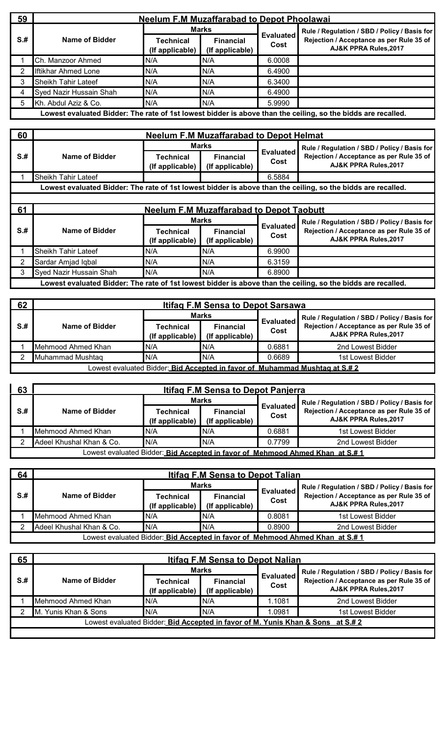| 59 | Neelum F.M Muzaffarabad to Depot Phoolawai | | | | |
|---|---|---|---|---|---|
| S.# | Name of Bidder | Marks | | Evaluated Cost | Rule / Regulation / SBD / Policy / Basis for Rejection / Acceptance as per Rule 35 of AJ&K PPRA Rules,2017 |
| | | Technical (If applicable) | Financial (If applicable) | | |
| 1 | Ch. Manzoor Ahmed | N/A | N/A | 6.0008 | |
| 2 | Iftikhar Ahmed Lone | N/A | N/A | 6.4900 | |
| 3 | Sheikh Tahir Lateef | N/A | N/A | 6.3400 | |
| 4 | Syed Nazir Hussain Shah | N/A | N/A | 6.4900 | |
| 5 | Kh. Abdul Aziz & Co. | N/A | N/A | 5.9990 | |
| **Lowest evaluated Bidder: The rate of 1st lowest bidder is above than the ceiling, so the bidds are recalled.** | | | | | |

| 60 | Neelum F.M Muzaffarabad to Depot Helmat | | | | |
|---|---|---|---|---|---|
| S.# | Name of Bidder | Marks | | Evaluated Cost | Rule / Regulation / SBD / Policy / Basis for Rejection / Acceptance as per Rule 35 of AJ&K PPRA Rules,2017 |
| | | Technical (If applicable) | Financial (If applicable) | | |
| 1 | Sheikh Tahir Lateef | | | 6.5884 | |
| **Lowest evaluated Bidder: The rate of 1st lowest bidder is above than the ceiling, so the bidds are recalled.** | | | | | |

| 61 | Neelum F.M Muzaffarabad to Depot Taobutt | | | | |
|---|---|---|---|---|---|
| S.# | Name of Bidder | Marks | | Evaluated Cost | Rule / Regulation / SBD / Policy / Basis for Rejection / Acceptance as per Rule 35 of AJ&K PPRA Rules,2017 |
| | | Technical (If applicable) | Financial (If applicable) | | |
| 1 | Sheikh Tahir Lateef | N/A | N/A | 6.9900 | |
| 2 | Sardar Amjad Iqbal | N/A | N/A | 6.3159 | |
| 3 | Syed Nazir Hussain Shah | N/A | N/A | 6.8900 | |
| **Lowest evaluated Bidder: The rate of 1st lowest bidder is above than the ceiling, so the bidds are recalled.** | | | | | |

| 62 | Itifaq F.M Sensa to Depot Sarsawa | | | | |
|---|---|---|---|---|---|
| S.# | Name of Bidder | Marks | | Evaluated Cost | Rule / Regulation / SBD / Policy / Basis for Rejection / Acceptance as per Rule 35 of AJ&K PPRA Rules,2017 |
| | | Technical (If applicable) | Financial (If applicable) | | |
| 1 | Mehmood Ahmed Khan | N/A | N/A | 0.6881 | 2nd Lowest Bidder |
| 2 | Muhammad Mushtaq | N/A | N/A | 0.6689 | 1st Lowest Bidder |
| Lowest evaluated Bidder: **Bid Accepted in favor of Muhammad Mushtaq at S.# 2** | | | | | |

| 63 | Itifaq F.M Sensa to Depot Panjerra | | | | |
|---|---|---|---|---|---|
| S.# | Name of Bidder | Marks | | Evaluated Cost | Rule / Regulation / SBD / Policy / Basis for Rejection / Acceptance as per Rule 35 of AJ&K PPRA Rules,2017 |
| | | Technical (If applicable) | Financial (If applicable) | | |
| 1 | Mehmood Ahmed Khan | N/A | N/A | 0.6881 | 1st Lowest Bidder |
| 2 | Adeel Khushal Khan & Co. | N/A | N/A | 0.7799 | 2nd Lowest Bidder |
| Lowest evaluated Bidder: **Bid Accepted in favor of Mehmood Ahmed Khan at S.# 1** | | | | | |

| 64 | Itifaq F.M Sensa to Depot Talian | | | | |
|---|---|---|---|---|---|
| S.# | Name of Bidder | Marks | | Evaluated Cost | Rule / Regulation / SBD / Policy / Basis for Rejection / Acceptance as per Rule 35 of AJ&K PPRA Rules,2017 |
| | | Technical (If applicable) | Financial (If applicable) | | |
| 1 | Mehmood Ahmed Khan | N/A | N/A | 0.8081 | 1st Lowest Bidder |
| 2 | Adeel Khushal Khan & Co. | N/A | N/A | 0.8900 | 2nd Lowest Bidder |
| Lowest evaluated Bidder: **Bid Accepted in favor of Mehmood Ahmed Khan at S.# 1** | | | | | |

| 65 | Itifaq F.M Sensa to Depot Nalian | | | | |
|---|---|---|---|---|---|
| S.# | Name of Bidder | Marks | | Evaluated Cost | Rule / Regulation / SBD / Policy / Basis for Rejection / Acceptance as per Rule 35 of AJ&K PPRA Rules,2017 |
| | | Technical (If applicable) | Financial (If applicable) | | |
| 1 | Mehmood Ahmed Khan | N/A | N/A | 1.1081 | 2nd Lowest Bidder |
| 2 | M. Yunis Khan & Sons | N/A | N/A | 1.0981 | 1st Lowest Bidder |
| Lowest evaluated Bidder: **Bid Accepted in favor of M. Yunis Khan & Sons at S.# 2** | | | | | |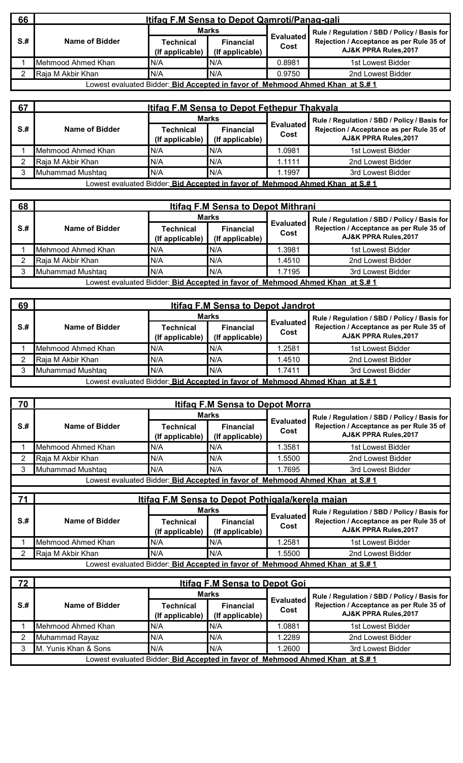| 66 | Itifaq F.M Sensa to Depot Qamroti/Panag-gali | | | | |
|---|---|---|---|---|---|
| S.# | Name of Bidder | Marks | | Evaluated Cost | Rule / Regulation / SBD / Policy / Basis for Rejection / Acceptance as per Rule 35 of AJ&K PPRA Rules,2017 |
| | | Technical (If applicable) | Financial (If applicable) | | |
| 1 | Mehmood Ahmed Khan | N/A | N/A | 0.8981 | 1st Lowest Bidder |
| 2 | Raja M Akbir Khan | N/A | N/A | 0.9750 | 2nd Lowest Bidder |
| Lowest evaluated Bidder: **Bid Accepted in favor of Mehmood Ahmed Khan at S.# 1** | | | | | |

| 67 | Itifaq F.M Sensa to Depot Fethepur Thakyala | | | | |
|---|---|---|---|---|---|
| S.# | Name of Bidder | Marks | | Evaluated Cost | Rule / Regulation / SBD / Policy / Basis for Rejection / Acceptance as per Rule 35 of AJ&K PPRA Rules,2017 |
| | | Technical (If applicable) | Financial (If applicable) | | |
| 1 | Mehmood Ahmed Khan | N/A | N/A | 1.0981 | 1st Lowest Bidder |
| 2 | Raja M Akbir Khan | N/A | N/A | 1.1111 | 2nd Lowest Bidder |
| 3 | Muhammad Mushtaq | N/A | N/A | 1.1997 | 3rd Lowest Bidder |
| Lowest evaluated Bidder: **Bid Accepted in favor of Mehmood Ahmed Khan at S.# 1** | | | | | |

| 68 | Itifaq F.M Sensa to Depot Mithrani | | | | |
|---|---|---|---|---|---|
| S.# | Name of Bidder | Marks | | Evaluated Cost | Rule / Regulation / SBD / Policy / Basis for Rejection / Acceptance as per Rule 35 of AJ&K PPRA Rules,2017 |
| | | Technical (If applicable) | Financial (If applicable) | | |
| 1 | Mehmood Ahmed Khan | N/A | N/A | 1.3981 | 1st Lowest Bidder |
| 2 | Raja M Akbir Khan | N/A | N/A | 1.4510 | 2nd Lowest Bidder |
| 3 | Muhammad Mushtaq | N/A | N/A | 1.7195 | 3rd Lowest Bidder |
| Lowest evaluated Bidder: **Bid Accepted in favor of Mehmood Ahmed Khan at S.# 1** | | | | | |

| 69 | Itifaq F.M Sensa to Depot Jandrot | | | | |
|---|---|---|---|---|---|
| S.# | Name of Bidder | Marks | | Evaluated Cost | Rule / Regulation / SBD / Policy / Basis for Rejection / Acceptance as per Rule 35 of AJ&K PPRA Rules,2017 |
| | | Technical (If applicable) | Financial (If applicable) | | |
| 1 | Mehmood Ahmed Khan | N/A | N/A | 1.2581 | 1st Lowest Bidder |
| 2 | Raja M Akbir Khan | N/A | N/A | 1.4510 | 2nd Lowest Bidder |
| 3 | Muhammad Mushtaq | N/A | N/A | 1.7411 | 3rd Lowest Bidder |
| Lowest evaluated Bidder: **Bid Accepted in favor of Mehmood Ahmed Khan at S.# 1** | | | | | |

| 70 | Itifaq F.M Sensa to Depot Morra | | | | |
|---|---|---|---|---|---|
| S.# | Name of Bidder | Marks | | Evaluated Cost | Rule / Regulation / SBD / Policy / Basis for Rejection / Acceptance as per Rule 35 of AJ&K PPRA Rules,2017 |
| | | Technical (If applicable) | Financial (If applicable) | | |
| 1 | Mehmood Ahmed Khan | N/A | N/A | 1.3581 | 1st Lowest Bidder |
| 2 | Raja M Akbir Khan | N/A | N/A | 1.5500 | 2nd Lowest Bidder |
| 3 | Muhammad Mushtaq | N/A | N/A | 1.7695 | 3rd Lowest Bidder |
| Lowest evaluated Bidder: **Bid Accepted in favor of Mehmood Ahmed Khan at S.# 1** | | | | | |

| 71 | Itifaq F.M Sensa to Depot Pothigala/kerela majan | | | | |
|---|---|---|---|---|---|
| S.# | Name of Bidder | Marks | | Evaluated Cost | Rule / Regulation / SBD / Policy / Basis for Rejection / Acceptance as per Rule 35 of AJ&K PPRA Rules,2017 |
| | | Technical (If applicable) | Financial (If applicable) | | |
| 1 | Mehmood Ahmed Khan | N/A | N/A | 1.2581 | 1st Lowest Bidder |
| 2 | Raja M Akbir Khan | N/A | N/A | 1.5500 | 2nd Lowest Bidder |
| Lowest evaluated Bidder: **Bid Accepted in favor of Mehmood Ahmed Khan at S.# 1** | | | | | |

| 72 | Itifaq F.M Sensa to Depot Goi | | | | |
|---|---|---|---|---|---|
| S.# | Name of Bidder | Marks | | Evaluated Cost | Rule / Regulation / SBD / Policy / Basis for Rejection / Acceptance as per Rule 35 of AJ&K PPRA Rules,2017 |
| | | Technical (If applicable) | Financial (If applicable) | | |
| 1 | Mehmood Ahmed Khan | N/A | N/A | 1.0881 | 1st Lowest Bidder |
| 2 | Muhammad Rayaz | N/A | N/A | 1.2289 | 2nd Lowest Bidder |
| 3 | M. Yunis Khan & Sons | N/A | N/A | 1.2600 | 3rd Lowest Bidder |
| Lowest evaluated Bidder: **Bid Accepted in favor of Mehmood Ahmed Khan at S.# 1** | | | | | |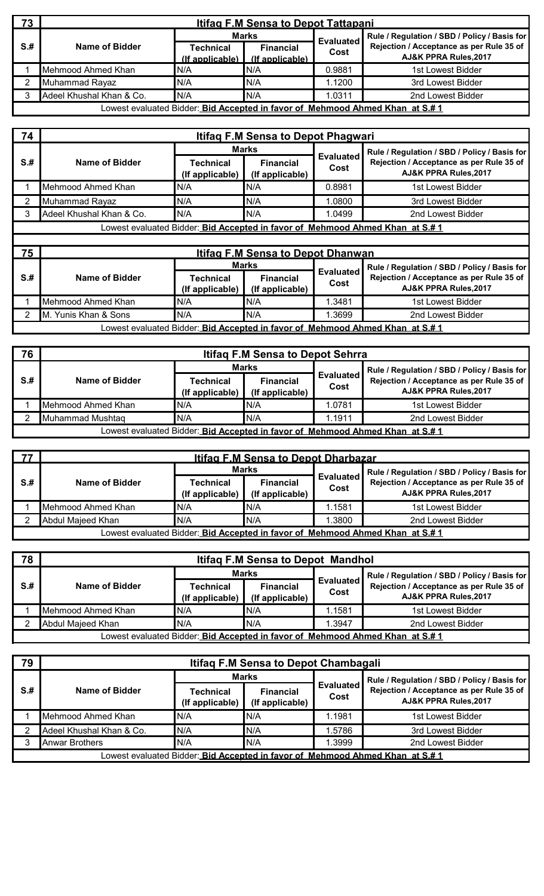| 73 | Itifaq F.M Sensa to Depot Tattapani | | | | |
|---|---|---|---|---|---|
| S.# | Name of Bidder | Marks | | Evaluated Cost | Rule / Regulation / SBD / Policy / Basis for Rejection / Acceptance as per Rule 35 of AJ&K PPRA Rules,2017 |
| | | Technical (If applicable) | Financial (If applicable) | | |
| 1 | Mehmood Ahmed Khan | N/A | N/A | 0.9881 | 1st Lowest Bidder |
| 2 | Muhammad Rayaz | N/A | N/A | 1.1200 | 3rd Lowest Bidder |
| 3 | Adeel Khushal Khan & Co. | N/A | N/A | 1.0311 | 2nd Lowest Bidder |
| Lowest evaluated Bidder: **Bid Accepted in favor of Mehmood Ahmed Khan at S.# 1** | | | | | |

| 74 | Itifaq F.M Sensa to Depot Phagwari | | | | |
|---|---|---|---|---|---|
| S.# | Name of Bidder | Marks | | Evaluated Cost | Rule / Regulation / SBD / Policy / Basis for Rejection / Acceptance as per Rule 35 of AJ&K PPRA Rules,2017 |
| | | Technical (If applicable) | Financial (If applicable) | | |
| 1 | Mehmood Ahmed Khan | N/A | N/A | 0.8981 | 1st Lowest Bidder |
| 2 | Muhammad Rayaz | N/A | N/A | 1.0800 | 3rd Lowest Bidder |
| 3 | Adeel Khushal Khan & Co. | N/A | N/A | 1.0499 | 2nd Lowest Bidder |
| Lowest evaluated Bidder: **Bid Accepted in favor of Mehmood Ahmed Khan at S.# 1** | | | | | |

| 75 | Itifaq F.M Sensa to Depot Dhanwan | | | | |
|---|---|---|---|---|---|
| S.# | Name of Bidder | Marks | | Evaluated Cost | Rule / Regulation / SBD / Policy / Basis for Rejection / Acceptance as per Rule 35 of AJ&K PPRA Rules,2017 |
| | | Technical (If applicable) | Financial (If applicable) | | |
| 1 | Mehmood Ahmed Khan | N/A | N/A | 1.3481 | 1st Lowest Bidder |
| 2 | M. Yunis Khan & Sons | N/A | N/A | 1.3699 | 2nd Lowest Bidder |
| Lowest evaluated Bidder: **Bid Accepted in favor of Mehmood Ahmed Khan at S.# 1** | | | | | |

| 76 | Itifaq F.M Sensa to Depot Sehrra | | | | |
|---|---|---|---|---|---|
| S.# | Name of Bidder | Marks | | Evaluated Cost | Rule / Regulation / SBD / Policy / Basis for Rejection / Acceptance as per Rule 35 of AJ&K PPRA Rules,2017 |
| | | Technical (If applicable) | Financial (If applicable) | | |
| 1 | Mehmood Ahmed Khan | N/A | N/A | 1.0781 | 1st Lowest Bidder |
| 2 | Muhammad Mushtaq | N/A | N/A | 1.1911 | 2nd Lowest Bidder |
| Lowest evaluated Bidder: **Bid Accepted in favor of Mehmood Ahmed Khan at S.# 1** | | | | | |

| 77 | Itifaq F.M Sensa to Depot Dharbazar | | | | |
|---|---|---|---|---|---|
| S.# | Name of Bidder | Marks | | Evaluated Cost | Rule / Regulation / SBD / Policy / Basis for Rejection / Acceptance as per Rule 35 of AJ&K PPRA Rules,2017 |
| | | Technical (If applicable) | Financial (If applicable) | | |
| 1 | Mehmood Ahmed Khan | N/A | N/A | 1.1581 | 1st Lowest Bidder |
| 2 | Abdul Majeed Khan | N/A | N/A | 1.3800 | 2nd Lowest Bidder |
| Lowest evaluated Bidder: **Bid Accepted in favor of Mehmood Ahmed Khan at S.# 1** | | | | | |

| 78 | Itifaq F.M Sensa to Depot Mandhol | | | | |
|---|---|---|---|---|---|
| S.# | Name of Bidder | Marks | | Evaluated Cost | Rule / Regulation / SBD / Policy / Basis for Rejection / Acceptance as per Rule 35 of AJ&K PPRA Rules,2017 |
| | | Technical (If applicable) | Financial (If applicable) | | |
| 1 | Mehmood Ahmed Khan | N/A | N/A | 1.1581 | 1st Lowest Bidder |
| 2 | Abdul Majeed Khan | N/A | N/A | 1.3947 | 2nd Lowest Bidder |
| Lowest evaluated Bidder: **Bid Accepted in favor of Mehmood Ahmed Khan at S.# 1** | | | | | |

| 79 | Itifaq F.M Sensa to Depot Chambagali | | | | |
|---|---|---|---|---|---|
| S.# | Name of Bidder | Marks | | Evaluated Cost | Rule / Regulation / SBD / Policy / Basis for Rejection / Acceptance as per Rule 35 of AJ&K PPRA Rules,2017 |
| | | Technical (If applicable) | Financial (If applicable) | | |
| 1 | Mehmood Ahmed Khan | N/A | N/A | 1.1981 | 1st Lowest Bidder |
| 2 | Adeel Khushal Khan & Co. | N/A | N/A | 1.5786 | 3rd Lowest Bidder |
| 3 | Anwar Brothers | N/A | N/A | 1.3999 | 2nd Lowest Bidder |
| Lowest evaluated Bidder: **Bid Accepted in favor of Mehmood Ahmed Khan at S.# 1** | | | | | |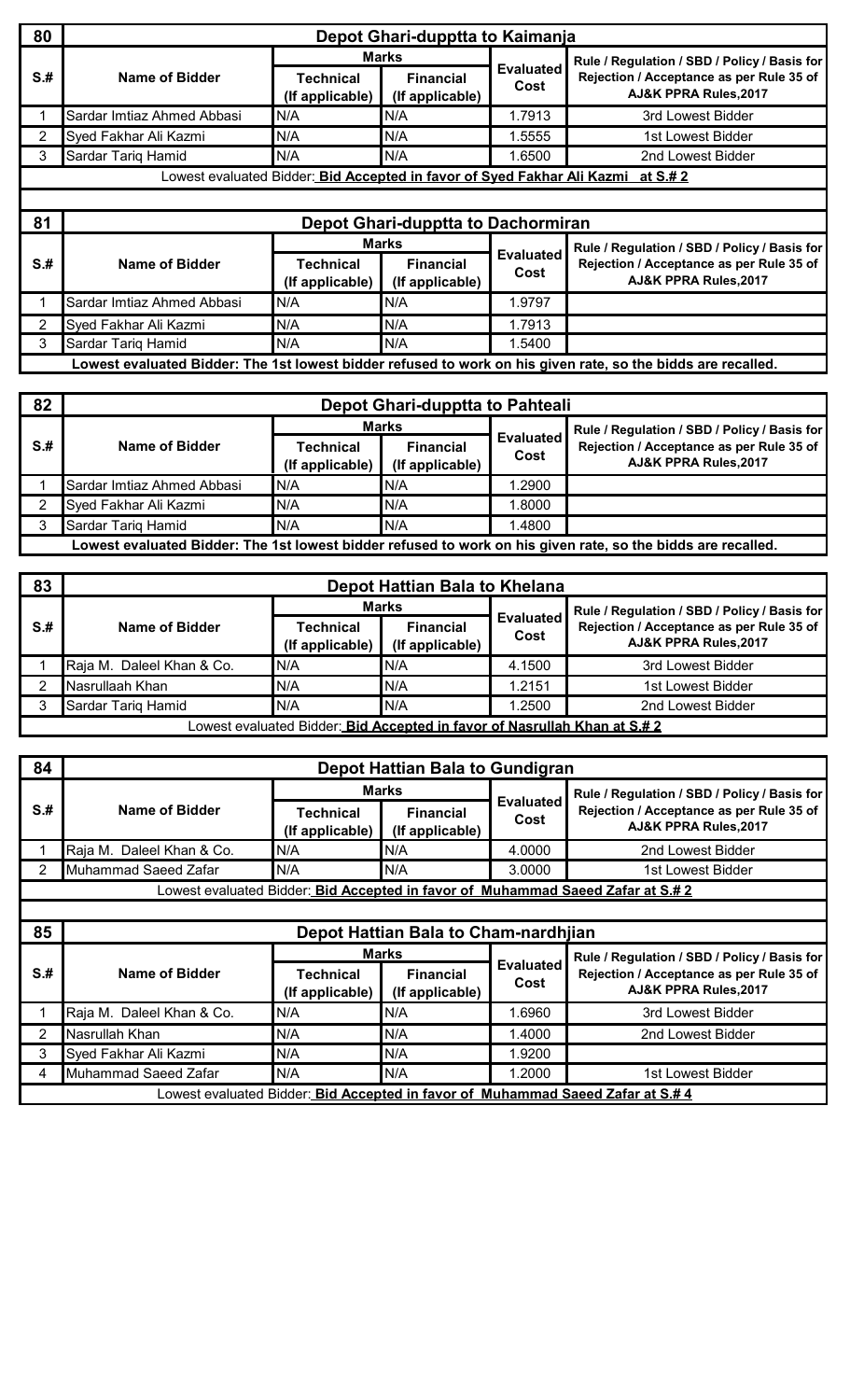| 80 | Depot Ghari-dupptta to Kaimanja | | | | |
|---|---|---|---|---|---|
| S.# | Name of Bidder | Marks | | Evaluated Cost | Rule / Regulation / SBD / Policy / Basis for Rejection / Acceptance as per Rule 35 of AJ&K PPRA Rules,2017 |
| | | Technical (If applicable) | Financial (If applicable) | | |
| 1 | Sardar Imtiaz Ahmed Abbasi | N/A | N/A | 1.7913 | 3rd Lowest Bidder |
| 2 | Syed Fakhar Ali Kazmi | N/A | N/A | 1.5555 | 1st Lowest Bidder |
| 3 | Sardar Tariq Hamid | N/A | N/A | 1.6500 | 2nd Lowest Bidder |
| Lowest evaluated Bidder: **Bid Accepted in favor of Syed Fakhar Ali Kazmi at S.# 2** | | | | | |

| 81 | Depot Ghari-dupptta to Dachormiran | | | | |
|---|---|---|---|---|---|
| S.# | Name of Bidder | Marks | | Evaluated Cost | Rule / Regulation / SBD / Policy / Basis for Rejection / Acceptance as per Rule 35 of AJ&K PPRA Rules,2017 |
| | | Technical (If applicable) | Financial (If applicable) | | |
| 1 | Sardar Imtiaz Ahmed Abbasi | N/A | N/A | 1.9797 | |
| 2 | Syed Fakhar Ali Kazmi | N/A | N/A | 1.7913 | |
| 3 | Sardar Tariq Hamid | N/A | N/A | 1.5400 | |
| **Lowest evaluated Bidder: The 1st lowest bidder refused to work on his given rate, so the bids are recalled.** | | | | | |

| 82 | Depot Ghari-dupptta to Pahteali | | | | |
|---|---|---|---|---|---|
| S.# | Name of Bidder | Marks | | Evaluated Cost | Rule / Regulation / SBD / Policy / Basis for Rejection / Acceptance as per Rule 35 of AJ&K PPRA Rules,2017 |
| | | Technical (If applicable) | Financial (If applicable) | | |
| 1 | Sardar Imtiaz Ahmed Abbasi | N/A | N/A | 1.2900 | |
| 2 | Syed Fakhar Ali Kazmi | N/A | N/A | 1.8000 | |
| 3 | Sardar Tariq Hamid | N/A | N/A | 1.4800 | |
| **Lowest evaluated Bidder: The 1st lowest bidder refused to work on his given rate, so the bids are recalled.** | | | | | |

| 83 | Depot Hattian Bala to Khelana | | | | |
|---|---|---|---|---|---|
| S.# | Name of Bidder | Marks | | Evaluated Cost | Rule / Regulation / SBD / Policy / Basis for Rejection / Acceptance as per Rule 35 of AJ&K PPRA Rules,2017 |
| | | Technical (If applicable) | Financial (If applicable) | | |
| 1 | Raja M. Daleel Khan & Co. | N/A | N/A | 4.1500 | 3rd Lowest Bidder |
| 2 | Nasrullaah Khan | N/A | N/A | 1.2151 | 1st Lowest Bidder |
| 3 | Sardar Tariq Hamid | N/A | N/A | 1.2500 | 2nd Lowest Bidder |
| Lowest evaluated Bidder: **Bid Accepted in favor of Nasrullah Khan at S.# 2** | | | | | |

| 84 | Depot Hattian Bala to Gundigran | | | | |
|---|---|---|---|---|---|
| S.# | Name of Bidder | Marks | | Evaluated Cost | Rule / Regulation / SBD / Policy / Basis for Rejection / Acceptance as per Rule 35 of AJ&K PPRA Rules,2017 |
| | | Technical (If applicable) | Financial (If applicable) | | |
| 1 | Raja M. Daleel Khan & Co. | N/A | N/A | 4.0000 | 2nd Lowest Bidder |
| 2 | Muhammad Saeed Zafar | N/A | N/A | 3.0000 | 1st Lowest Bidder |
| Lowest evaluated Bidder: **Bid Accepted in favor of Muhammad Saeed Zafar at S.# 2** | | | | | |

| 85 | Depot Hattian Bala to Cham-nardhjian | | | | |
|---|---|---|---|---|---|
| S.# | Name of Bidder | Marks | | Evaluated Cost | Rule / Regulation / SBD / Policy / Basis for Rejection / Acceptance as per Rule 35 of AJ&K PPRA Rules,2017 |
| | | Technical (If applicable) | Financial (If applicable) | | |
| 1 | Raja M. Daleel Khan & Co. | N/A | N/A | 1.6960 | 3rd Lowest Bidder |
| 2 | Nasrullah Khan | N/A | N/A | 1.4000 | 2nd Lowest Bidder |
| 3 | Syed Fakhar Ali Kazmi | N/A | N/A | 1.9200 | |
| 4 | Muhammad Saeed Zafar | N/A | N/A | 1.2000 | 1st Lowest Bidder |
| Lowest evaluated Bidder: **Bid Accepted in favor of Muhammad Saeed Zafar at S.# 4** | | | | | |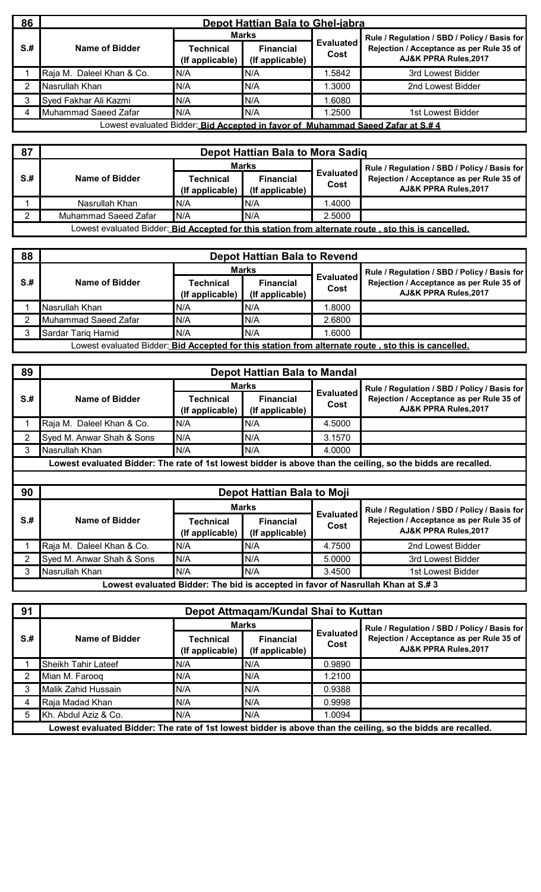| 86 | Depot Hattian Bala to Ghel-jabra | | | | |
|---|---|---|---|---|---|
| S.# | Name of Bidder | Marks | | Evaluated Cost | Rule / Regulation / SBD / Policy / Basis for Rejection / Acceptance as per Rule 35 of AJ&K PPRA Rules,2017 |
| | | Technical (If applicable) | Financial (If applicable) | | |
| 1 | Raja M. Daleel Khan & Co. | N/A | N/A | 1.5842 | 3rd Lowest Bidder |
| 2 | Nasrullah Khan | N/A | N/A | 1.3000 | 2nd Lowest Bidder |
| 3 | Syed Fakhar Ali Kazmi | N/A | N/A | 1.6080 | |
| 4 | Muhammad Saeed Zafar | N/A | N/A | 1.2500 | 1st Lowest Bidder |
| Lowest evaluated Bidder: **Bid Accepted in favor of Muhammad Saeed Zafar at S.# 4** | | | | | |

| 87 | Depot Hattian Bala to Mora Sadiq | | | | |
|---|---|---|---|---|---|
| S.# | Name of Bidder | Marks | | Evaluated Cost | Rule / Regulation / SBD / Policy / Basis for Rejection / Acceptance as per Rule 35 of AJ&K PPRA Rules,2017 |
| | | Technical (If applicable) | Financial (If applicable) | | |
| 1 | Nasrullah Khan | N/A | N/A | 1.4000 | |
| 2 | Muhammad Saeed Zafar | N/A | N/A | 2.5000 | |
| Lowest evaluated Bidder: **Bid Accepted for this station from alternate route , sto this is cancelled.** | | | | | |

| 88 | Depot Hattian Bala to Revend | | | | |
|---|---|---|---|---|---|
| S.# | Name of Bidder | Marks | | Evaluated Cost | Rule / Regulation / SBD / Policy / Basis for Rejection / Acceptance as per Rule 35 of AJ&K PPRA Rules,2017 |
| | | Technical (If applicable) | Financial (If applicable) | | |
| 1 | Nasrullah Khan | N/A | N/A | 1.8000 | |
| 2 | Muhammad Saeed Zafar | N/A | N/A | 2.6800 | |
| 3 | Sardar Tariq Hamid | N/A | N/A | 1.6000 | |
| Lowest evaluated Bidder: **Bid Accepted for this station from alternate route , sto this is cancelled.** | | | | | |

| 89 | Depot Hattian Bala to Mandal | | | | |
|---|---|---|---|---|---|
| S.# | Name of Bidder | Marks | | Evaluated Cost | Rule / Regulation / SBD / Policy / Basis for Rejection / Acceptance as per Rule 35 of AJ&K PPRA Rules,2017 |
| | | Technical (If applicable) | Financial (If applicable) | | |
| 1 | Raja M. Daleel Khan & Co. | N/A | N/A | 4.5000 | |
| 2 | Syed M. Anwar Shah & Sons | N/A | N/A | 3.1570 | |
| 3 | Nasrullah Khan | N/A | N/A | 4.0000 | |
| **Lowest evaluated Bidder: The rate of 1st lowest bidder is above than the ceiling, so the bidds are recalled.** | | | | | |

| 90 | Depot Hattian Bala to Moji | | | | |
|---|---|---|---|---|---|
| S.# | Name of Bidder | Marks | | Evaluated Cost | Rule / Regulation / SBD / Policy / Basis for Rejection / Acceptance as per Rule 35 of AJ&K PPRA Rules,2017 |
| | | Technical (If applicable) | Financial (If applicable) | | |
| 1 | Raja M. Daleel Khan & Co. | N/A | N/A | 4.7500 | 2nd Lowest Bidder |
| 2 | Syed M. Anwar Shah & Sons | N/A | N/A | 5.0000 | 3rd Lowest Bidder |
| 3 | Nasrullah Khan | N/A | N/A | 3.4500 | 1st Lowest Bidder |
| **Lowest evaluated Bidder: The bid is accepted in favor of Nasrullah Khan at S.# 3** | | | | | |

| 91 | Depot Attmaqam/Kundal Shai to Kuttan | | | | |
|---|---|---|---|---|---|
| S.# | Name of Bidder | Marks | | Evaluated Cost | Rule / Regulation / SBD / Policy / Basis for Rejection / Acceptance as per Rule 35 of AJ&K PPRA Rules,2017 |
| | | Technical (If applicable) | Financial (If applicable) | | |
| 1 | Sheikh Tahir Lateef | N/A | N/A | 0.9890 | |
| 2 | Mian M. Farooq | N/A | N/A | 1.2100 | |
| 3 | Malik Zahid Hussain | N/A | N/A | 0.9388 | |
| 4 | Raja Madad Khan | N/A | N/A | 0.9998 | |
| 5 | Kh. Abdul Aziz & Co. | N/A | N/A | 1.0094 | |
| **Lowest evaluated Bidder: The rate of 1st lowest bidder is above than the ceiling, so the bidds are recalled.** | | | | | |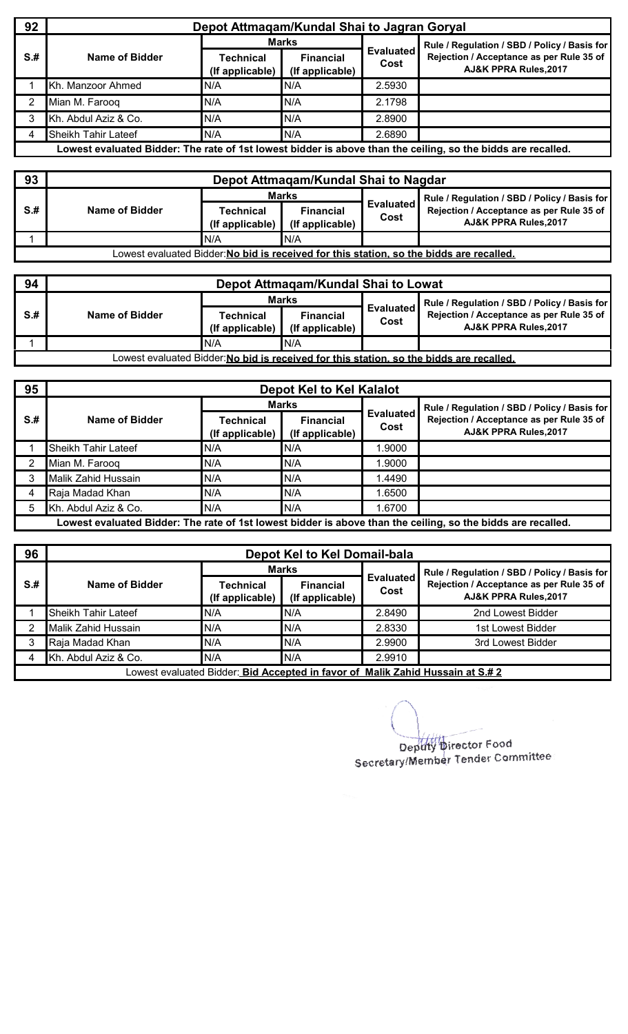| 92 | Depot Attmaqam/Kundal Shai to Jagran Goryal | | | | |
|---|---|---|---|---|---|
| S.# | Name of Bidder | Marks | | Evaluated Cost | Rule / Regulation / SBD / Policy / Basis for Rejection / Acceptance as per Rule 35 of AJ&K PPRA Rules,2017 |
| | | Technical (If applicable) | Financial (If applicable) | | |
| 1 | Kh. Manzoor Ahmed | N/A | N/A | 2.5930 | |
| 2 | Mian M. Farooq | N/A | N/A | 2.1798 | |
| 3 | Kh. Abdul Aziz & Co. | N/A | N/A | 2.8900 | |
| 4 | Sheikh Tahir Lateef | N/A | N/A | 2.6890 | |
| **Lowest evaluated Bidder: The rate of 1st lowest bidder is above than the ceiling, so the bidds are recalled.** | | | | | |

| 93 | Depot Attmaqam/Kundal Shai to Nagdar | | | | |
|---|---|---|---|---|---|
| S.# | Name of Bidder | Marks | | Evaluated Cost | Rule / Regulation / SBD / Policy / Basis for Rejection / Acceptance as per Rule 35 of AJ&K PPRA Rules,2017 |
| | | Technical (If applicable) | Financial (If applicable) | | |
| 1 | | N/A | N/A | | |
| Lowest evaluated Bidder: **No bid is received for this station, so the bidds are recalled.** | | | | | |

| 94 | Depot Attmaqam/Kundal Shai to Lowat | | | | |
|---|---|---|---|---|---|
| S.# | Name of Bidder | Marks | | Evaluated Cost | Rule / Regulation / SBD / Policy / Basis for Rejection / Acceptance as per Rule 35 of AJ&K PPRA Rules,2017 |
| | | Technical (If applicable) | Financial (If applicable) | | |
| 1 | | N/A | N/A | | |
| Lowest evaluated Bidder: **No bid is received for this station, so the bidds are recalled.** | | | | | |

| 95 | Depot Kel to Kel Kalalot | | | | |
|---|---|---|---|---|---|
| S.# | Name of Bidder | Marks | | Evaluated Cost | Rule / Regulation / SBD / Policy / Basis for Rejection / Acceptance as per Rule 35 of AJ&K PPRA Rules,2017 |
| | | Technical (If applicable) | Financial (If applicable) | | |
| 1 | Sheikh Tahir Lateef | N/A | N/A | 1.9000 | |
| 2 | Mian M. Farooq | N/A | N/A | 1.9000 | |
| 3 | Malik Zahid Hussain | N/A | N/A | 1.4490 | |
| 4 | Raja Madad Khan | N/A | N/A | 1.6500 | |
| 5 | Kh. Abdul Aziz & Co. | N/A | N/A | 1.6700 | |
| **Lowest evaluated Bidder: The rate of 1st lowest bidder is above than the ceiling, so the bidds are recalled.** | | | | | |

| 96 | Depot Kel to Kel Domail-bala | | | | |
|---|---|---|---|---|---|
| S.# | Name of Bidder | Marks | | Evaluated Cost | Rule / Regulation / SBD / Policy / Basis for Rejection / Acceptance as per Rule 35 of AJ&K PPRA Rules,2017 |
| | | Technical (If applicable) | Financial (If applicable) | | |
| 1 | Sheikh Tahir Lateef | N/A | N/A | 2.8490 | 2nd Lowest Bidder |
| 2 | Malik Zahid Hussain | N/A | N/A | 2.8330 | 1st Lowest Bidder |
| 3 | Raja Madad Khan | N/A | N/A | 2.9900 | 3rd Lowest Bidder |
| 4 | Kh. Abdul Aziz & Co. | N/A | N/A | 2.9910 | |
| Lowest evaluated Bidder: **Bid Accepted in favor of Malik Zahid Hussain at S.# 2** | | | | | |

Deputy Director Food
Secretary/Member Tender Committee